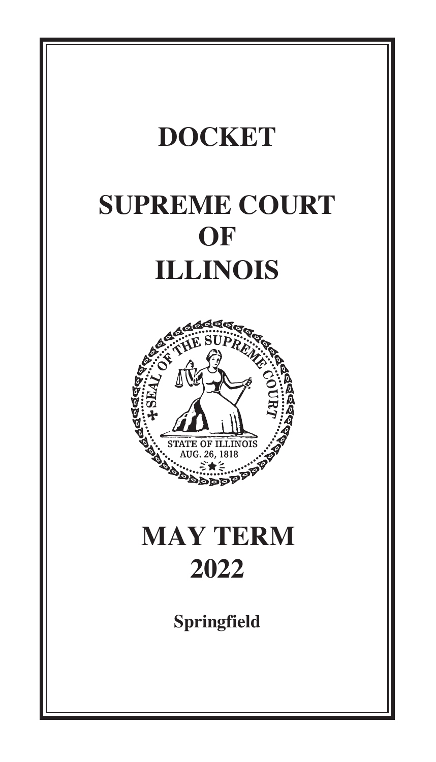# DOCKET

# SUPREME COURT OF ILLINOIS

# MAY TERM 2022

**Springfield**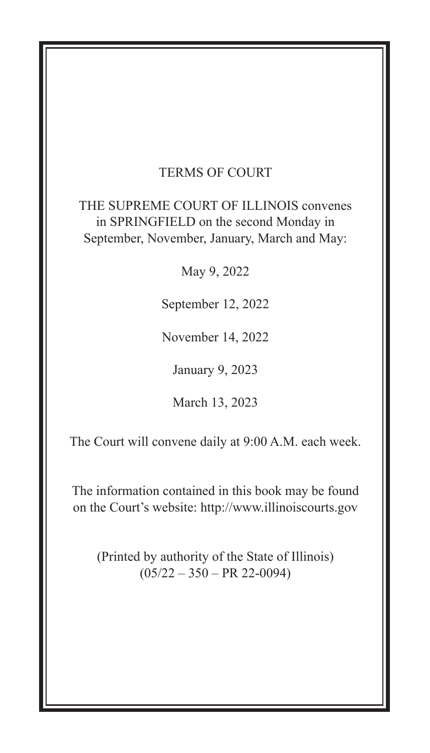# TERMS OF COURT

THE SUPREME COURT OF ILLINOIS convenes in SPRINGFIELD on the second Monday in September, November, January, March and May:

May 9, 2022

September 12, 2022

November 14, 2022

January 9, 2023

March 13, 2023

The Court will convene daily at 9:00 A.M. each week.

The information contained in this book may be found on the Court's website: http://www.illinoiscourts.gov

(Printed by authority of the State of Illinois)
(05/22 – 350 – PR 22-0094)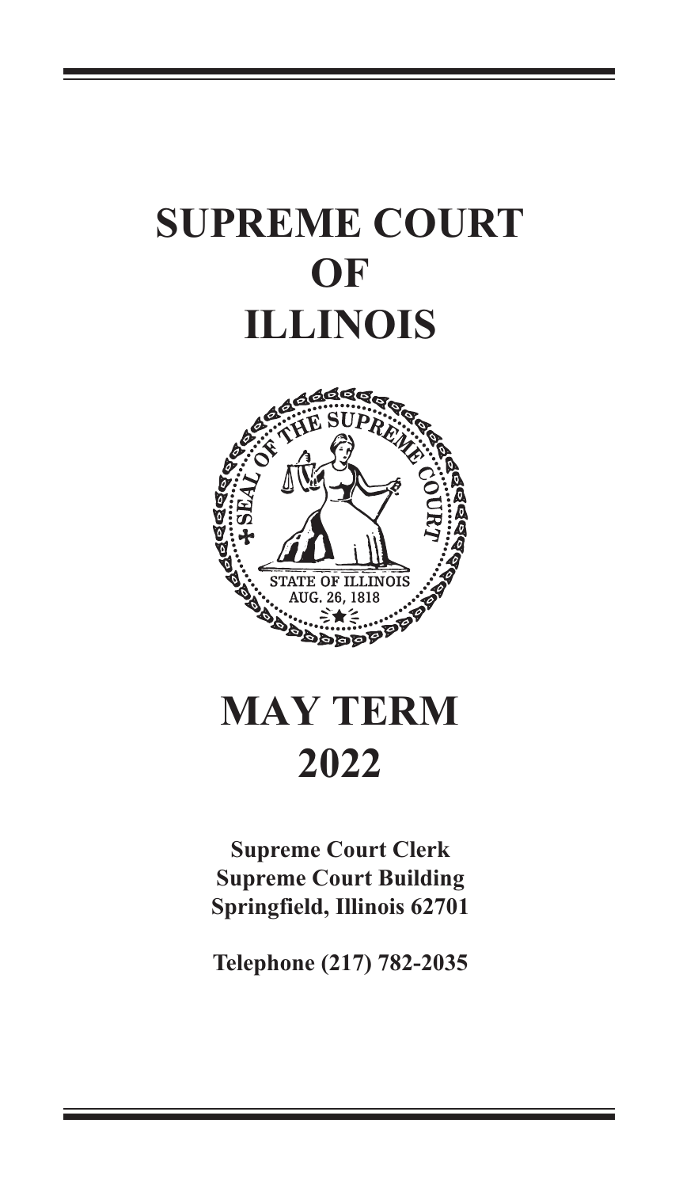# SUPREME COURT OF ILLINOIS

# MAY TERM 2022

**Supreme Court Clerk**
**Supreme Court Building**
**Springfield, Illinois 62701**

**Telephone (217) 782-2035**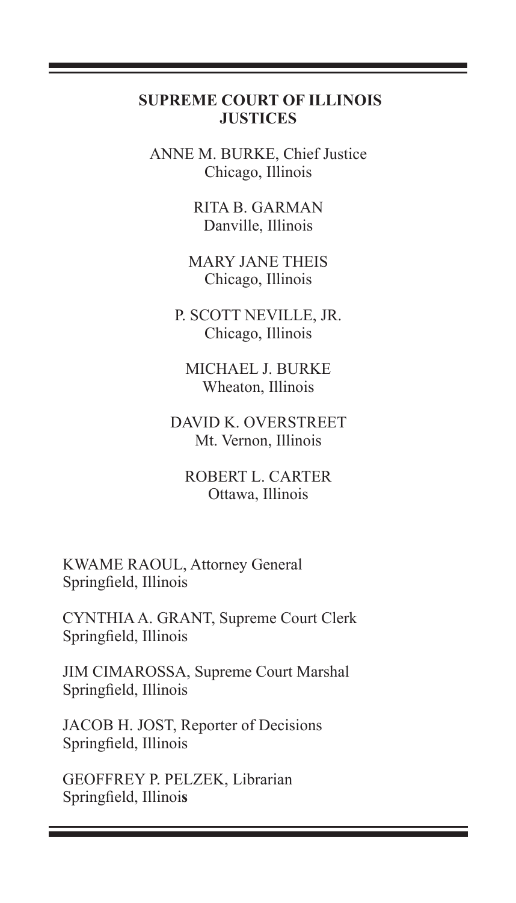**SUPREME COURT OF ILLINOIS**
**JUSTICES**

ANNE M. BURKE, Chief Justice
Chicago, Illinois

RITA B. GARMAN
Danville, Illinois

MARY JANE THEIS
Chicago, Illinois

P. SCOTT NEVILLE, JR.
Chicago, Illinois

MICHAEL J. BURKE
Wheaton, Illinois

DAVID K. OVERSTREET
Mt. Vernon, Illinois

ROBERT L. CARTER
Ottawa, Illinois

KWAME RAOUL, Attorney General
Springfield, Illinois

CYNTHIA A. GRANT, Supreme Court Clerk
Springfield, Illinois

JIM CIMAROSSA, Supreme Court Marshal
Springfield, Illinois

JACOB H. JOST, Reporter of Decisions
Springfield, Illinois

GEOFFREY P. PELZEK, Librarian
Springfield, Illinois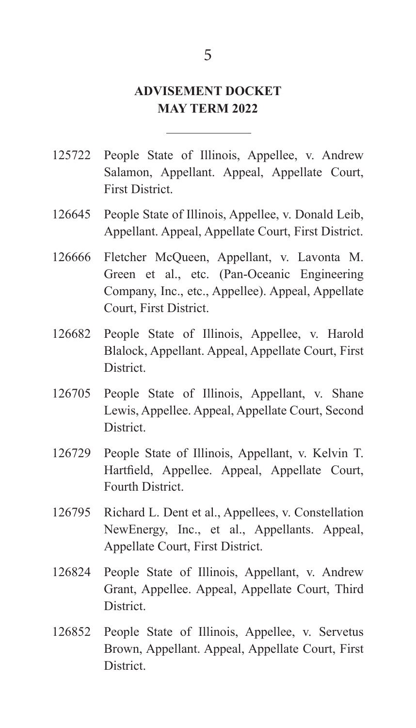## ADVISEMENT DOCKET
## MAY TERM 2022

---

125722 People State of Illinois, Appellee, v. Andrew Salamon, Appellant. Appeal, Appellate Court, First District.

126645 People State of Illinois, Appellee, v. Donald Leib, Appellant. Appeal, Appellate Court, First District.

126666 Fletcher McQueen, Appellant, v. Lavonta M. Green et al., etc. (Pan-Oceanic Engineering Company, Inc., etc., Appellee). Appeal, Appellate Court, First District.

126682 People State of Illinois, Appellee, v. Harold Blalock, Appellant. Appeal, Appellate Court, First District.

126705 People State of Illinois, Appellant, v. Shane Lewis, Appellee. Appeal, Appellate Court, Second District.

126729 People State of Illinois, Appellant, v. Kelvin T. Hartfield, Appellee. Appeal, Appellate Court, Fourth District.

126795 Richard L. Dent et al., Appellees, v. Constellation NewEnergy, Inc., et al., Appellants. Appeal, Appellate Court, First District.

126824 People State of Illinois, Appellant, v. Andrew Grant, Appellee. Appeal, Appellate Court, Third District.

126852 People State of Illinois, Appellee, v. Servetus Brown, Appellant. Appeal, Appellate Court, First District.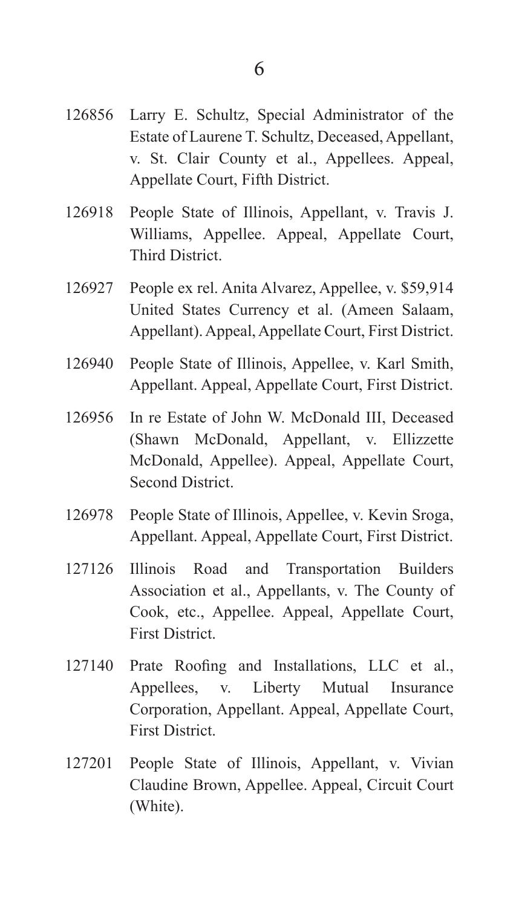126856 Larry E. Schultz, Special Administrator of the Estate of Laurene T. Schultz, Deceased, Appellant, v. St. Clair County et al., Appellees. Appeal, Appellate Court, Fifth District.

126918 People State of Illinois, Appellant, v. Travis J. Williams, Appellee. Appeal, Appellate Court, Third District.

126927 People ex rel. Anita Alvarez, Appellee, v. $59,914 United States Currency et al. (Ameen Salaam, Appellant). Appeal, Appellate Court, First District.

126940 People State of Illinois, Appellee, v. Karl Smith, Appellant. Appeal, Appellate Court, First District.

126956 In re Estate of John W. McDonald III, Deceased (Shawn McDonald, Appellant, v. Ellizzette McDonald, Appellee). Appeal, Appellate Court, Second District.

126978 People State of Illinois, Appellee, v. Kevin Sroga, Appellant. Appeal, Appellate Court, First District.

127126 Illinois Road and Transportation Builders Association et al., Appellants, v. The County of Cook, etc., Appellee. Appeal, Appellate Court, First District.

127140 Prate Roofing and Installations, LLC et al., Appellees, v. Liberty Mutual Insurance Corporation, Appellant. Appeal, Appellate Court, First District.

127201 People State of Illinois, Appellant, v. Vivian Claudine Brown, Appellee. Appeal, Circuit Court (White).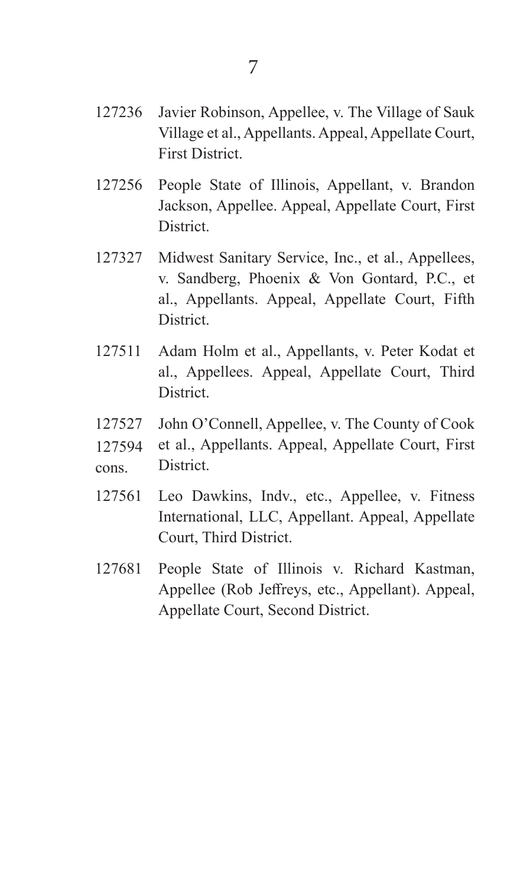127236 Javier Robinson, Appellee, v. The Village of Sauk Village et al., Appellants. Appeal, Appellate Court, First District.

127256 People State of Illinois, Appellant, v. Brandon Jackson, Appellee. Appeal, Appellate Court, First District.

127327 Midwest Sanitary Service, Inc., et al., Appellees, v. Sandberg, Phoenix & Von Gontard, P.C., et al., Appellants. Appeal, Appellate Court, Fifth District.

127511 Adam Holm et al., Appellants, v. Peter Kodat et al., Appellees. Appeal, Appellate Court, Third District.

127527 127594 cons. John O'Connell, Appellee, v. The County of Cook et al., Appellants. Appeal, Appellate Court, First District.

127561 Leo Dawkins, Indv., etc., Appellee, v. Fitness International, LLC, Appellant. Appeal, Appellate Court, Third District.

127681 People State of Illinois v. Richard Kastman, Appellee (Rob Jeffreys, etc., Appellant). Appeal, Appellate Court, Second District.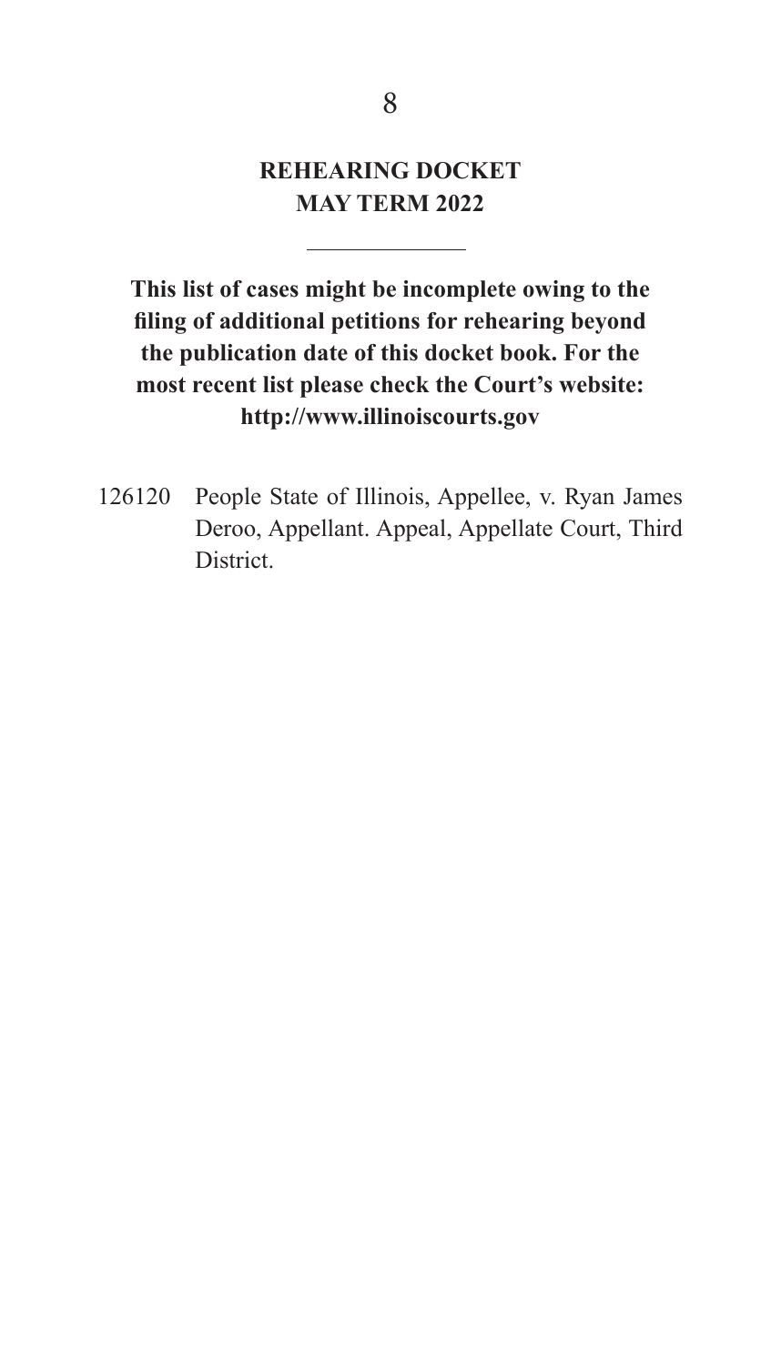# REHEARING DOCKET
# MAY TERM 2022

---

**This list of cases might be incomplete owing to the filing of additional petitions for rehearing beyond the publication date of this docket book. For the most recent list please check the Court's website: http://www.illinoiscourts.gov**

126120 People State of Illinois, Appellee, v. Ryan James Deroo, Appellant. Appeal, Appellate Court, Third District.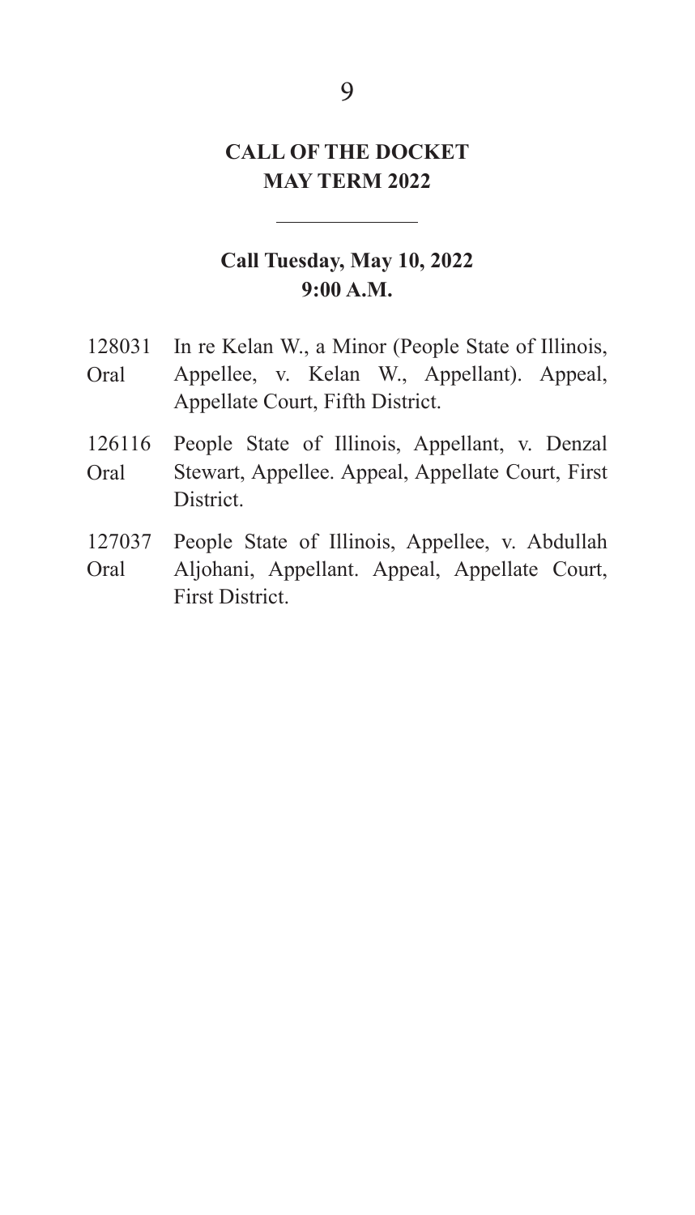## CALL OF THE DOCKET
## MAY TERM 2022

---

### Call Tuesday, May 10, 2022
### 9:00 A.M.

128031 Oral — In re Kelan W., a Minor (People State of Illinois, Appellee, v. Kelan W., Appellant). Appeal, Appellate Court, Fifth District.

126116 Oral — People State of Illinois, Appellant, v. Denzal Stewart, Appellee. Appeal, Appellate Court, First District.

127037 Oral — People State of Illinois, Appellee, v. Abdullah Aljohani, Appellant. Appeal, Appellate Court, First District.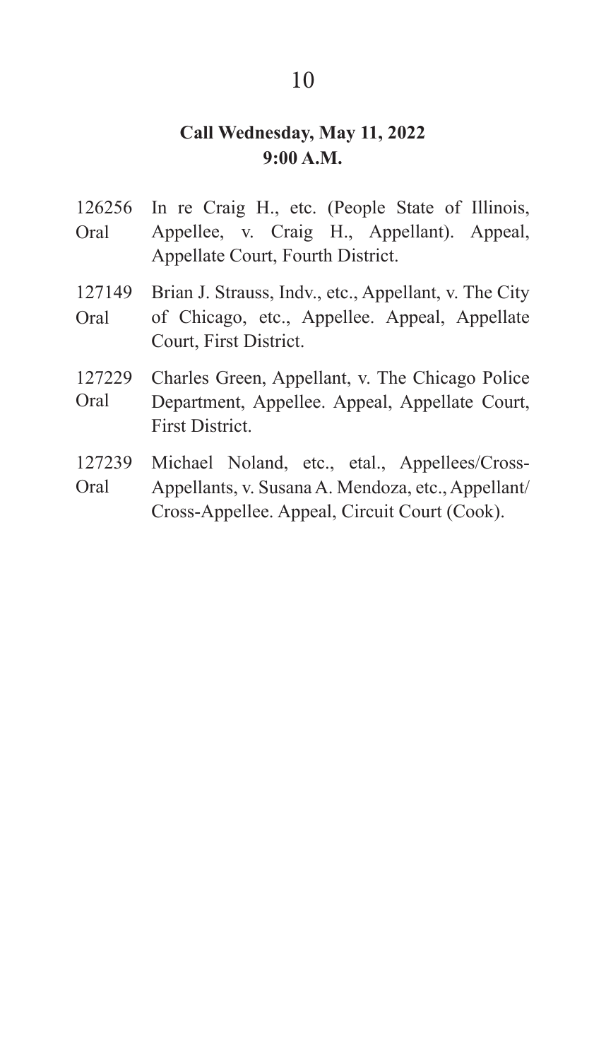**Call Wednesday, May 11, 2022**
**9:00 A.M.**

| | |
|---|---|
| 126256 Oral | In re Craig H., etc. (People State of Illinois, Appellee, v. Craig H., Appellant). Appeal, Appellate Court, Fourth District. |
| 127149 Oral | Brian J. Strauss, Indv., etc., Appellant, v. The City of Chicago, etc., Appellee. Appeal, Appellate Court, First District. |
| 127229 Oral | Charles Green, Appellant, v. The Chicago Police Department, Appellee. Appeal, Appellate Court, First District. |
| 127239 Oral | Michael Noland, etc., etal., Appellees/Cross-Appellants, v. Susana A. Mendoza, etc., Appellant/Cross-Appellee. Appeal, Circuit Court (Cook). |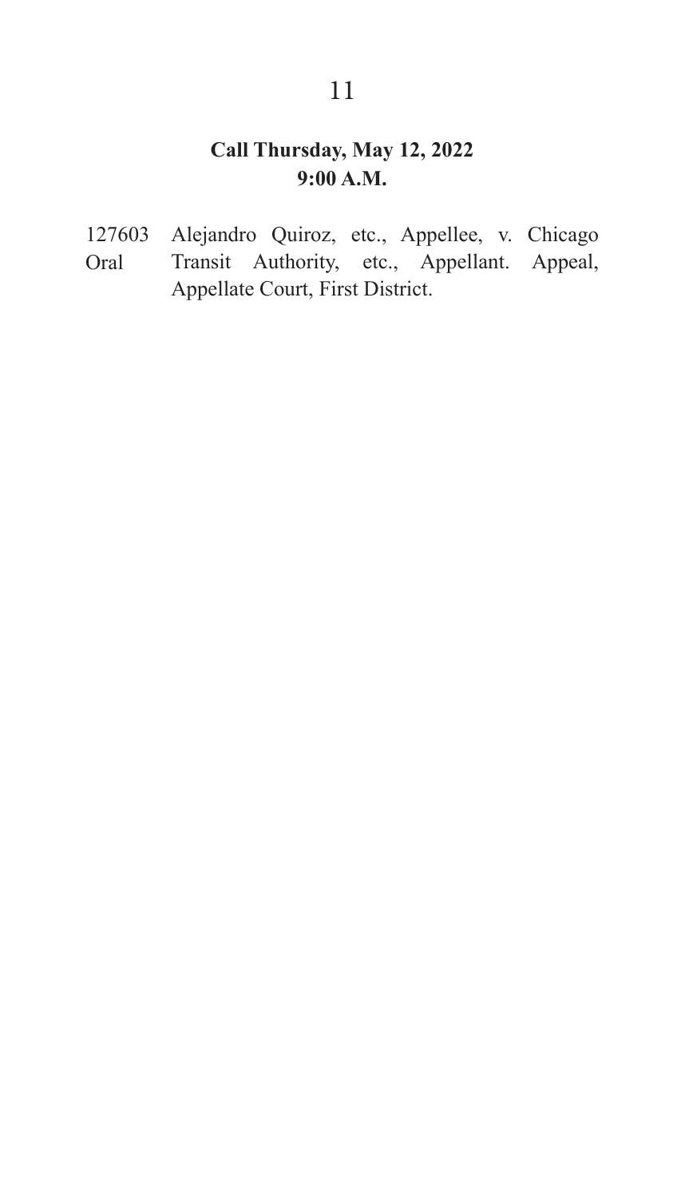**Call Thursday, May 12, 2022**
**9:00 A.M.**

| | |
|---|---|
| 127603 Oral | Alejandro Quiroz, etc., Appellee, v. Chicago Transit Authority, etc., Appellant. Appeal, Appellate Court, First District. |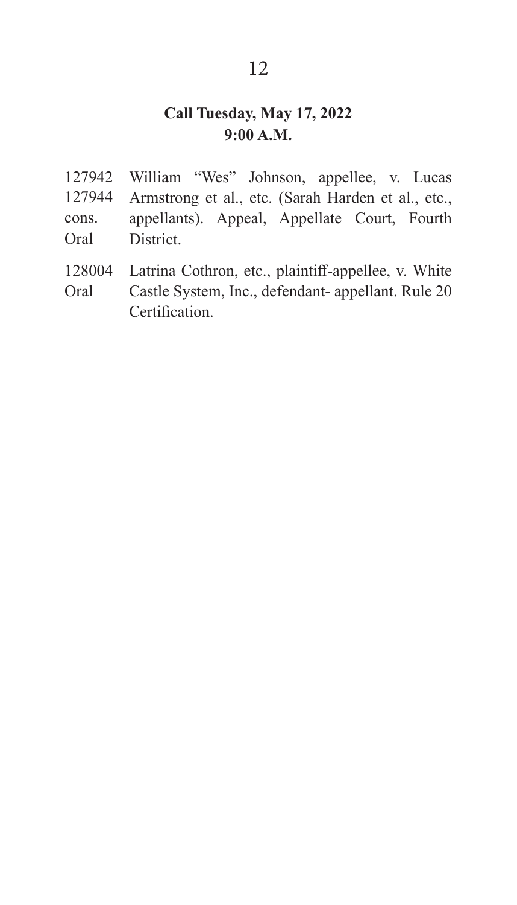**Call Tuesday, May 17, 2022**
**9:00 A.M.**

| | |
|---|---|
| 127942<br>127944<br>cons.<br>Oral | William “Wes” Johnson, appellee, v. Lucas Armstrong et al., etc. (Sarah Harden et al., etc., appellants). Appeal, Appellate Court, Fourth District. |
| 128004<br>Oral | Latrina Cothron, etc., plaintiff-appellee, v. White Castle System, Inc., defendant- appellant. Rule 20 Certification. |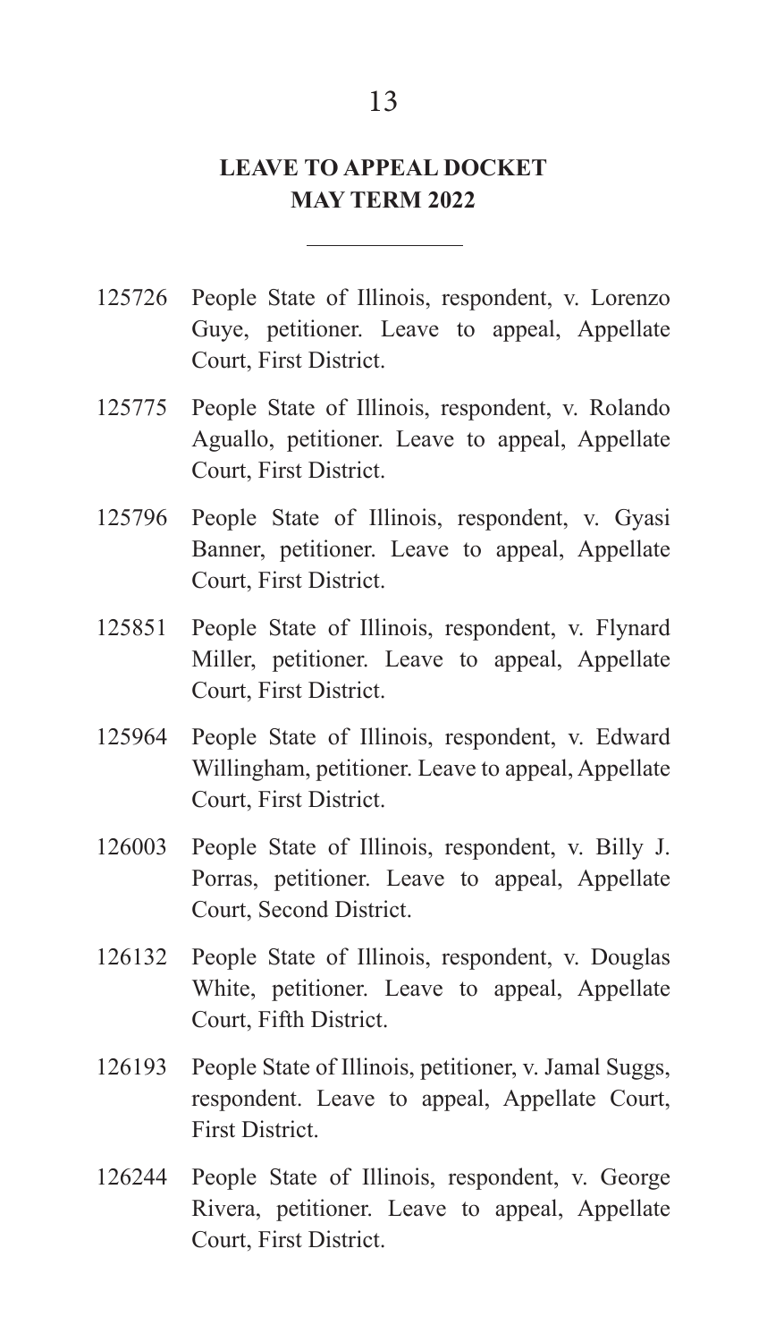## LEAVE TO APPEAL DOCKET
## MAY TERM 2022

---

125726 People State of Illinois, respondent, v. Lorenzo Guye, petitioner. Leave to appeal, Appellate Court, First District.

125775 People State of Illinois, respondent, v. Rolando Aguallo, petitioner. Leave to appeal, Appellate Court, First District.

125796 People State of Illinois, respondent, v. Gyasi Banner, petitioner. Leave to appeal, Appellate Court, First District.

125851 People State of Illinois, respondent, v. Flynard Miller, petitioner. Leave to appeal, Appellate Court, First District.

125964 People State of Illinois, respondent, v. Edward Willingham, petitioner. Leave to appeal, Appellate Court, First District.

126003 People State of Illinois, respondent, v. Billy J. Porras, petitioner. Leave to appeal, Appellate Court, Second District.

126132 People State of Illinois, respondent, v. Douglas White, petitioner. Leave to appeal, Appellate Court, Fifth District.

126193 People State of Illinois, petitioner, v. Jamal Suggs, respondent. Leave to appeal, Appellate Court, First District.

126244 People State of Illinois, respondent, v. George Rivera, petitioner. Leave to appeal, Appellate Court, First District.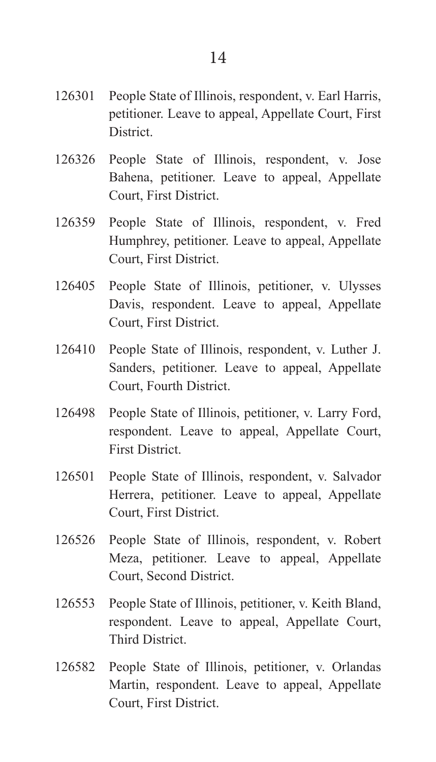126301 People State of Illinois, respondent, v. Earl Harris, petitioner. Leave to appeal, Appellate Court, First District.

126326 People State of Illinois, respondent, v. Jose Bahena, petitioner. Leave to appeal, Appellate Court, First District.

126359 People State of Illinois, respondent, v. Fred Humphrey, petitioner. Leave to appeal, Appellate Court, First District.

126405 People State of Illinois, petitioner, v. Ulysses Davis, respondent. Leave to appeal, Appellate Court, First District.

126410 People State of Illinois, respondent, v. Luther J. Sanders, petitioner. Leave to appeal, Appellate Court, Fourth District.

126498 People State of Illinois, petitioner, v. Larry Ford, respondent. Leave to appeal, Appellate Court, First District.

126501 People State of Illinois, respondent, v. Salvador Herrera, petitioner. Leave to appeal, Appellate Court, First District.

126526 People State of Illinois, respondent, v. Robert Meza, petitioner. Leave to appeal, Appellate Court, Second District.

126553 People State of Illinois, petitioner, v. Keith Bland, respondent. Leave to appeal, Appellate Court, Third District.

126582 People State of Illinois, petitioner, v. Orlandas Martin, respondent. Leave to appeal, Appellate Court, First District.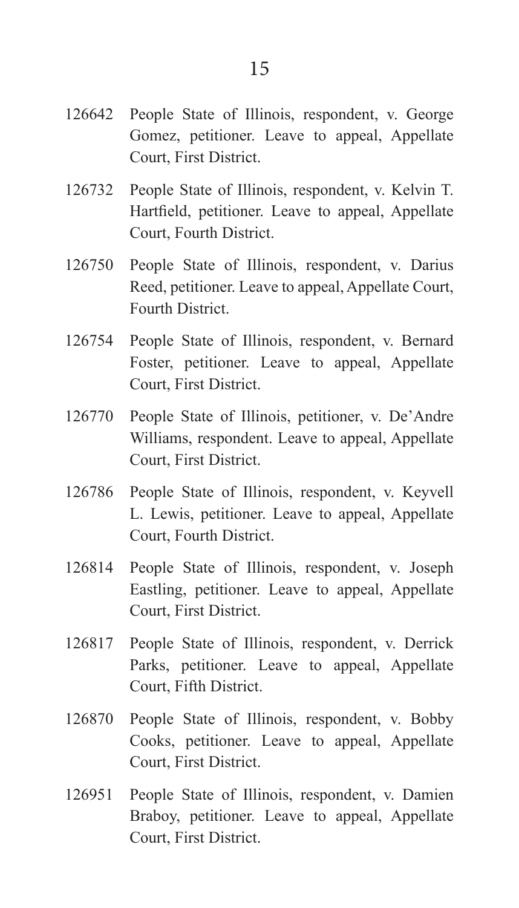126642 People State of Illinois, respondent, v. George Gomez, petitioner. Leave to appeal, Appellate Court, First District.

126732 People State of Illinois, respondent, v. Kelvin T. Hartfield, petitioner. Leave to appeal, Appellate Court, Fourth District.

126750 People State of Illinois, respondent, v. Darius Reed, petitioner. Leave to appeal, Appellate Court, Fourth District.

126754 People State of Illinois, respondent, v. Bernard Foster, petitioner. Leave to appeal, Appellate Court, First District.

126770 People State of Illinois, petitioner, v. De'Andre Williams, respondent. Leave to appeal, Appellate Court, First District.

126786 People State of Illinois, respondent, v. Keyvell L. Lewis, petitioner. Leave to appeal, Appellate Court, Fourth District.

126814 People State of Illinois, respondent, v. Joseph Eastling, petitioner. Leave to appeal, Appellate Court, First District.

126817 People State of Illinois, respondent, v. Derrick Parks, petitioner. Leave to appeal, Appellate Court, Fifth District.

126870 People State of Illinois, respondent, v. Bobby Cooks, petitioner. Leave to appeal, Appellate Court, First District.

126951 People State of Illinois, respondent, v. Damien Braboy, petitioner. Leave to appeal, Appellate Court, First District.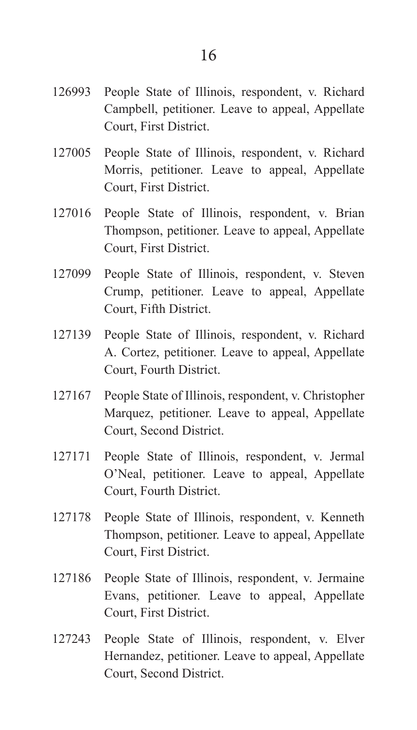126993 People State of Illinois, respondent, v. Richard Campbell, petitioner. Leave to appeal, Appellate Court, First District.

127005 People State of Illinois, respondent, v. Richard Morris, petitioner. Leave to appeal, Appellate Court, First District.

127016 People State of Illinois, respondent, v. Brian Thompson, petitioner. Leave to appeal, Appellate Court, First District.

127099 People State of Illinois, respondent, v. Steven Crump, petitioner. Leave to appeal, Appellate Court, Fifth District.

127139 People State of Illinois, respondent, v. Richard A. Cortez, petitioner. Leave to appeal, Appellate Court, Fourth District.

127167 People State of Illinois, respondent, v. Christopher Marquez, petitioner. Leave to appeal, Appellate Court, Second District.

127171 People State of Illinois, respondent, v. Jermal O'Neal, petitioner. Leave to appeal, Appellate Court, Fourth District.

127178 People State of Illinois, respondent, v. Kenneth Thompson, petitioner. Leave to appeal, Appellate Court, First District.

127186 People State of Illinois, respondent, v. Jermaine Evans, petitioner. Leave to appeal, Appellate Court, First District.

127243 People State of Illinois, respondent, v. Elver Hernandez, petitioner. Leave to appeal, Appellate Court, Second District.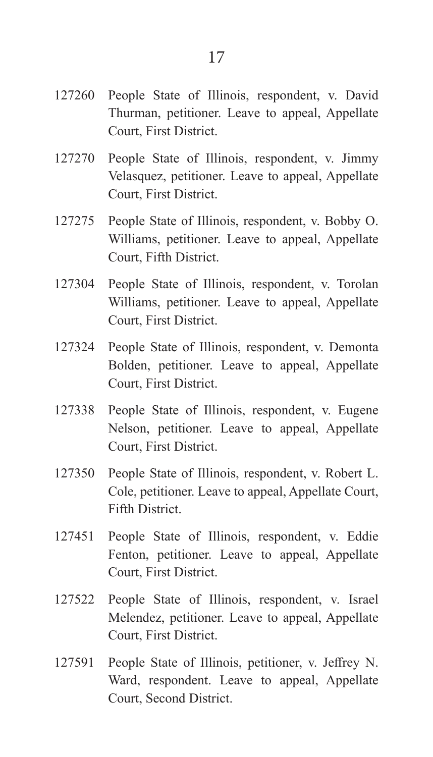127260 People State of Illinois, respondent, v. David Thurman, petitioner. Leave to appeal, Appellate Court, First District.

127270 People State of Illinois, respondent, v. Jimmy Velasquez, petitioner. Leave to appeal, Appellate Court, First District.

127275 People State of Illinois, respondent, v. Bobby O. Williams, petitioner. Leave to appeal, Appellate Court, Fifth District.

127304 People State of Illinois, respondent, v. Torolan Williams, petitioner. Leave to appeal, Appellate Court, First District.

127324 People State of Illinois, respondent, v. Demonta Bolden, petitioner. Leave to appeal, Appellate Court, First District.

127338 People State of Illinois, respondent, v. Eugene Nelson, petitioner. Leave to appeal, Appellate Court, First District.

127350 People State of Illinois, respondent, v. Robert L. Cole, petitioner. Leave to appeal, Appellate Court, Fifth District.

127451 People State of Illinois, respondent, v. Eddie Fenton, petitioner. Leave to appeal, Appellate Court, First District.

127522 People State of Illinois, respondent, v. Israel Melendez, petitioner. Leave to appeal, Appellate Court, First District.

127591 People State of Illinois, petitioner, v. Jeffrey N. Ward, respondent. Leave to appeal, Appellate Court, Second District.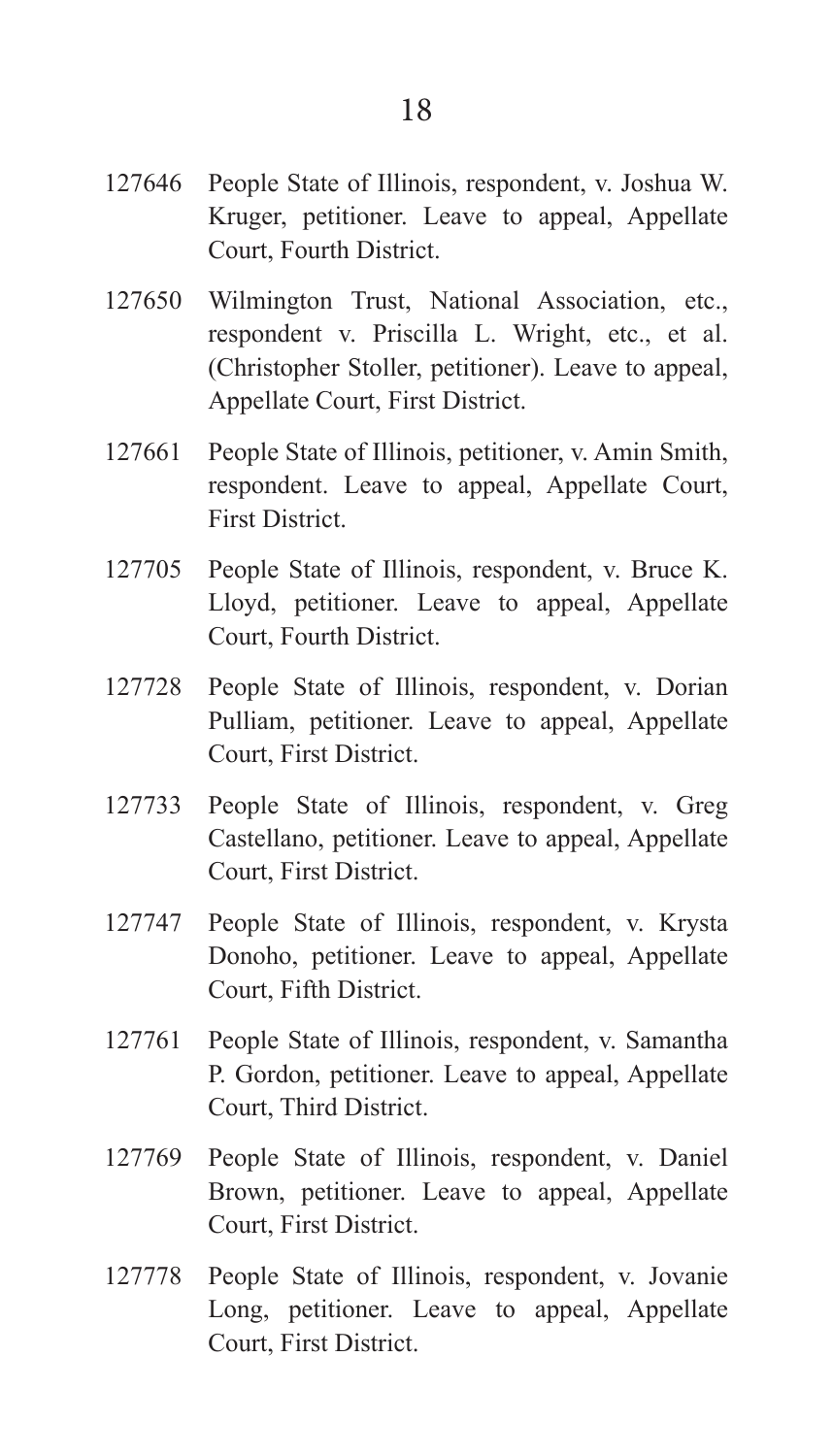127646 People State of Illinois, respondent, v. Joshua W. Kruger, petitioner. Leave to appeal, Appellate Court, Fourth District.

127650 Wilmington Trust, National Association, etc., respondent v. Priscilla L. Wright, etc., et al. (Christopher Stoller, petitioner). Leave to appeal, Appellate Court, First District.

127661 People State of Illinois, petitioner, v. Amin Smith, respondent. Leave to appeal, Appellate Court, First District.

127705 People State of Illinois, respondent, v. Bruce K. Lloyd, petitioner. Leave to appeal, Appellate Court, Fourth District.

127728 People State of Illinois, respondent, v. Dorian Pulliam, petitioner. Leave to appeal, Appellate Court, First District.

127733 People State of Illinois, respondent, v. Greg Castellano, petitioner. Leave to appeal, Appellate Court, First District.

127747 People State of Illinois, respondent, v. Krysta Donoho, petitioner. Leave to appeal, Appellate Court, Fifth District.

127761 People State of Illinois, respondent, v. Samantha P. Gordon, petitioner. Leave to appeal, Appellate Court, Third District.

127769 People State of Illinois, respondent, v. Daniel Brown, petitioner. Leave to appeal, Appellate Court, First District.

127778 People State of Illinois, respondent, v. Jovanie Long, petitioner. Leave to appeal, Appellate Court, First District.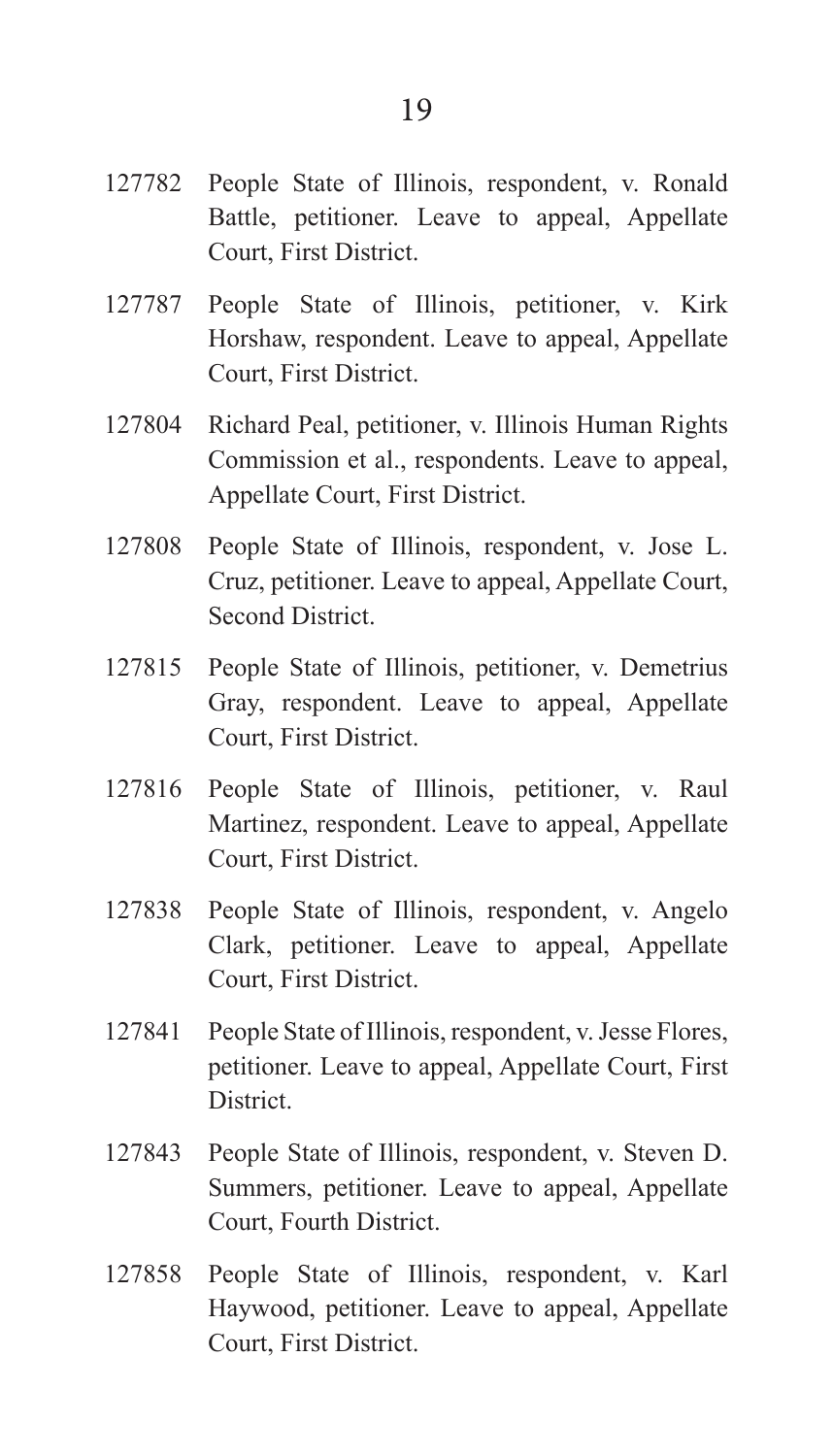127782 People State of Illinois, respondent, v. Ronald Battle, petitioner. Leave to appeal, Appellate Court, First District.

127787 People State of Illinois, petitioner, v. Kirk Horshaw, respondent. Leave to appeal, Appellate Court, First District.

127804 Richard Peal, petitioner, v. Illinois Human Rights Commission et al., respondents. Leave to appeal, Appellate Court, First District.

127808 People State of Illinois, respondent, v. Jose L. Cruz, petitioner. Leave to appeal, Appellate Court, Second District.

127815 People State of Illinois, petitioner, v. Demetrius Gray, respondent. Leave to appeal, Appellate Court, First District.

127816 People State of Illinois, petitioner, v. Raul Martinez, respondent. Leave to appeal, Appellate Court, First District.

127838 People State of Illinois, respondent, v. Angelo Clark, petitioner. Leave to appeal, Appellate Court, First District.

127841 People State of Illinois, respondent, v. Jesse Flores, petitioner. Leave to appeal, Appellate Court, First District.

127843 People State of Illinois, respondent, v. Steven D. Summers, petitioner. Leave to appeal, Appellate Court, Fourth District.

127858 People State of Illinois, respondent, v. Karl Haywood, petitioner. Leave to appeal, Appellate Court, First District.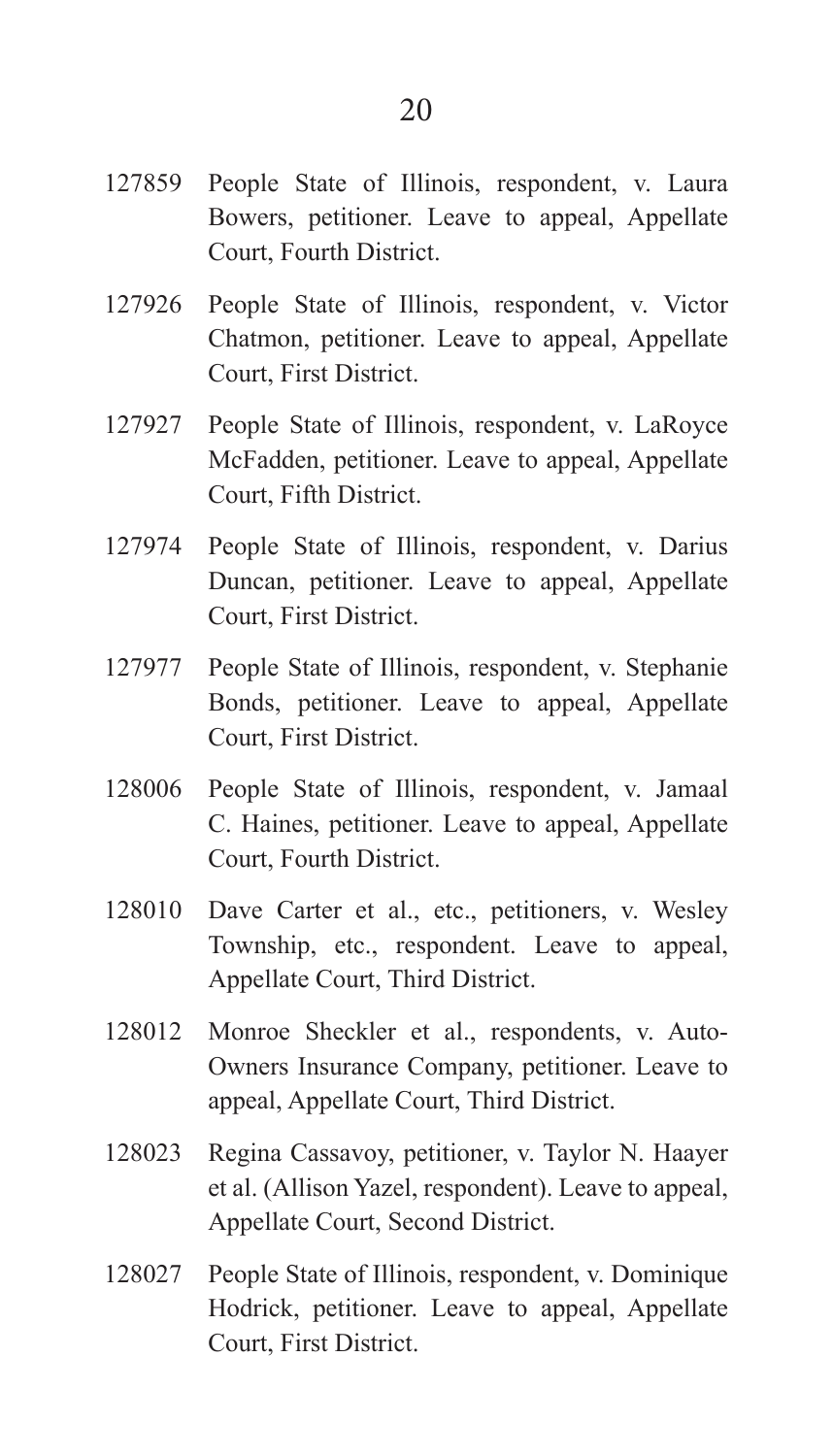127859 People State of Illinois, respondent, v. Laura Bowers, petitioner. Leave to appeal, Appellate Court, Fourth District.

127926 People State of Illinois, respondent, v. Victor Chatmon, petitioner. Leave to appeal, Appellate Court, First District.

127927 People State of Illinois, respondent, v. LaRoyce McFadden, petitioner. Leave to appeal, Appellate Court, Fifth District.

127974 People State of Illinois, respondent, v. Darius Duncan, petitioner. Leave to appeal, Appellate Court, First District.

127977 People State of Illinois, respondent, v. Stephanie Bonds, petitioner. Leave to appeal, Appellate Court, First District.

128006 People State of Illinois, respondent, v. Jamaal C. Haines, petitioner. Leave to appeal, Appellate Court, Fourth District.

128010 Dave Carter et al., etc., petitioners, v. Wesley Township, etc., respondent. Leave to appeal, Appellate Court, Third District.

128012 Monroe Sheckler et al., respondents, v. Auto-Owners Insurance Company, petitioner. Leave to appeal, Appellate Court, Third District.

128023 Regina Cassavoy, petitioner, v. Taylor N. Haayer et al. (Allison Yazel, respondent). Leave to appeal, Appellate Court, Second District.

128027 People State of Illinois, respondent, v. Dominique Hodrick, petitioner. Leave to appeal, Appellate Court, First District.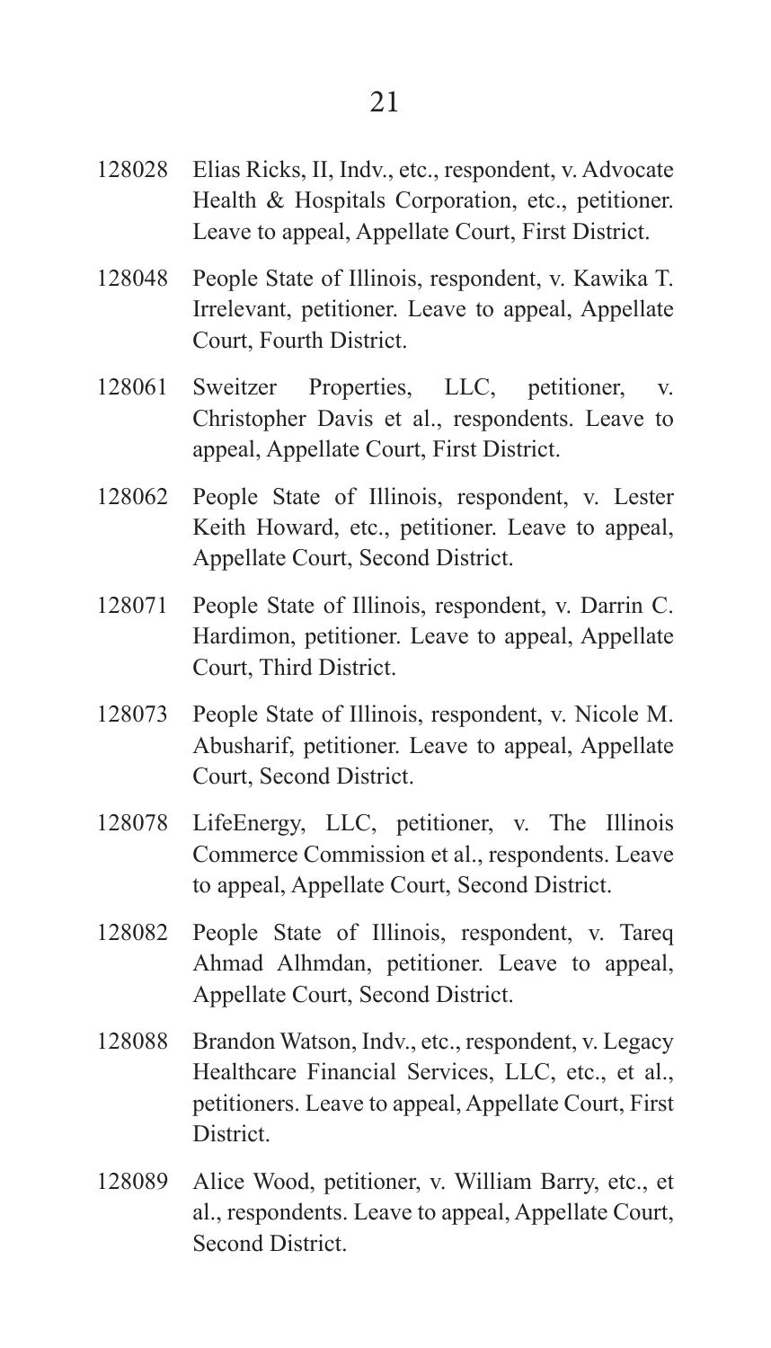128028 Elias Ricks, II, Indv., etc., respondent, v. Advocate Health & Hospitals Corporation, etc., petitioner. Leave to appeal, Appellate Court, First District.

128048 People State of Illinois, respondent, v. Kawika T. Irrelevant, petitioner. Leave to appeal, Appellate Court, Fourth District.

128061 Sweitzer Properties, LLC, petitioner, v. Christopher Davis et al., respondents. Leave to appeal, Appellate Court, First District.

128062 People State of Illinois, respondent, v. Lester Keith Howard, etc., petitioner. Leave to appeal, Appellate Court, Second District.

128071 People State of Illinois, respondent, v. Darrin C. Hardimon, petitioner. Leave to appeal, Appellate Court, Third District.

128073 People State of Illinois, respondent, v. Nicole M. Abusharif, petitioner. Leave to appeal, Appellate Court, Second District.

128078 LifeEnergy, LLC, petitioner, v. The Illinois Commerce Commission et al., respondents. Leave to appeal, Appellate Court, Second District.

128082 People State of Illinois, respondent, v. Tareq Ahmad Alhmdan, petitioner. Leave to appeal, Appellate Court, Second District.

128088 Brandon Watson, Indv., etc., respondent, v. Legacy Healthcare Financial Services, LLC, etc., et al., petitioners. Leave to appeal, Appellate Court, First District.

128089 Alice Wood, petitioner, v. William Barry, etc., et al., respondents. Leave to appeal, Appellate Court, Second District.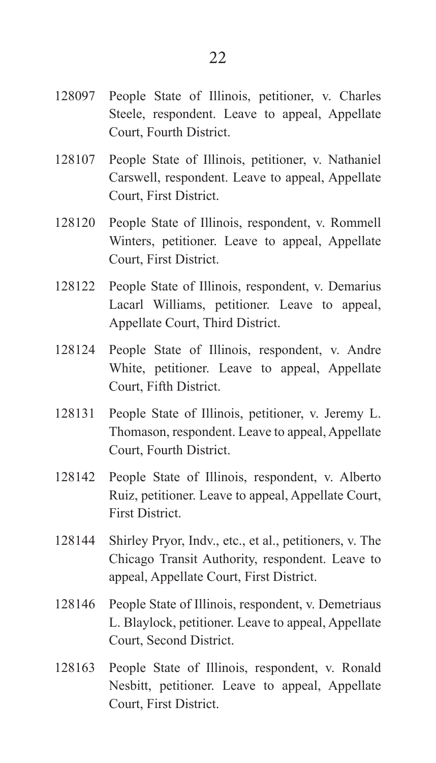128097 People State of Illinois, petitioner, v. Charles Steele, respondent. Leave to appeal, Appellate Court, Fourth District.

128107 People State of Illinois, petitioner, v. Nathaniel Carswell, respondent. Leave to appeal, Appellate Court, First District.

128120 People State of Illinois, respondent, v. Rommell Winters, petitioner. Leave to appeal, Appellate Court, First District.

128122 People State of Illinois, respondent, v. Demarius Lacarl Williams, petitioner. Leave to appeal, Appellate Court, Third District.

128124 People State of Illinois, respondent, v. Andre White, petitioner. Leave to appeal, Appellate Court, Fifth District.

128131 People State of Illinois, petitioner, v. Jeremy L. Thomason, respondent. Leave to appeal, Appellate Court, Fourth District.

128142 People State of Illinois, respondent, v. Alberto Ruiz, petitioner. Leave to appeal, Appellate Court, First District.

128144 Shirley Pryor, Indv., etc., et al., petitioners, v. The Chicago Transit Authority, respondent. Leave to appeal, Appellate Court, First District.

128146 People State of Illinois, respondent, v. Demetriaus L. Blaylock, petitioner. Leave to appeal, Appellate Court, Second District.

128163 People State of Illinois, respondent, v. Ronald Nesbitt, petitioner. Leave to appeal, Appellate Court, First District.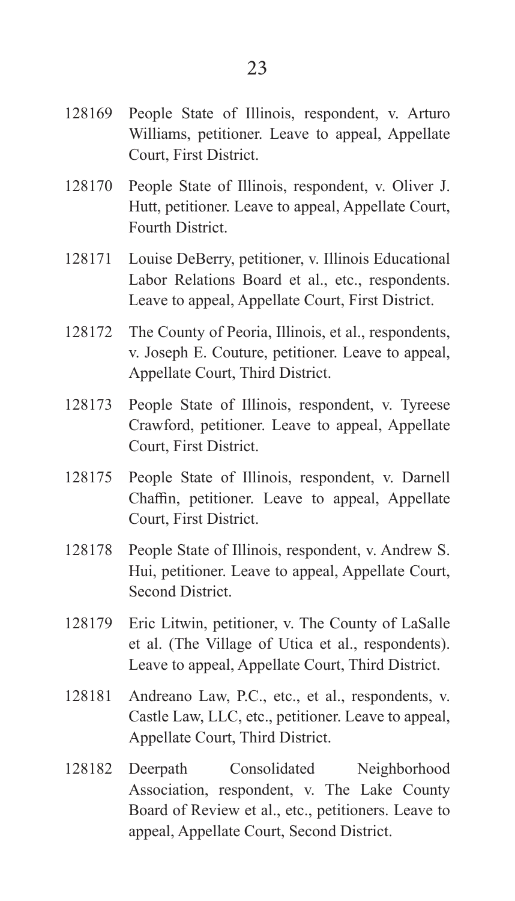128169 People State of Illinois, respondent, v. Arturo Williams, petitioner. Leave to appeal, Appellate Court, First District.

128170 People State of Illinois, respondent, v. Oliver J. Hutt, petitioner. Leave to appeal, Appellate Court, Fourth District.

128171 Louise DeBerry, petitioner, v. Illinois Educational Labor Relations Board et al., etc., respondents. Leave to appeal, Appellate Court, First District.

128172 The County of Peoria, Illinois, et al., respondents, v. Joseph E. Couture, petitioner. Leave to appeal, Appellate Court, Third District.

128173 People State of Illinois, respondent, v. Tyreese Crawford, petitioner. Leave to appeal, Appellate Court, First District.

128175 People State of Illinois, respondent, v. Darnell Chaffin, petitioner. Leave to appeal, Appellate Court, First District.

128178 People State of Illinois, respondent, v. Andrew S. Hui, petitioner. Leave to appeal, Appellate Court, Second District.

128179 Eric Litwin, petitioner, v. The County of LaSalle et al. (The Village of Utica et al., respondents). Leave to appeal, Appellate Court, Third District.

128181 Andreano Law, P.C., etc., et al., respondents, v. Castle Law, LLC, etc., petitioner. Leave to appeal, Appellate Court, Third District.

128182 Deerpath Consolidated Neighborhood Association, respondent, v. The Lake County Board of Review et al., etc., petitioners. Leave to appeal, Appellate Court, Second District.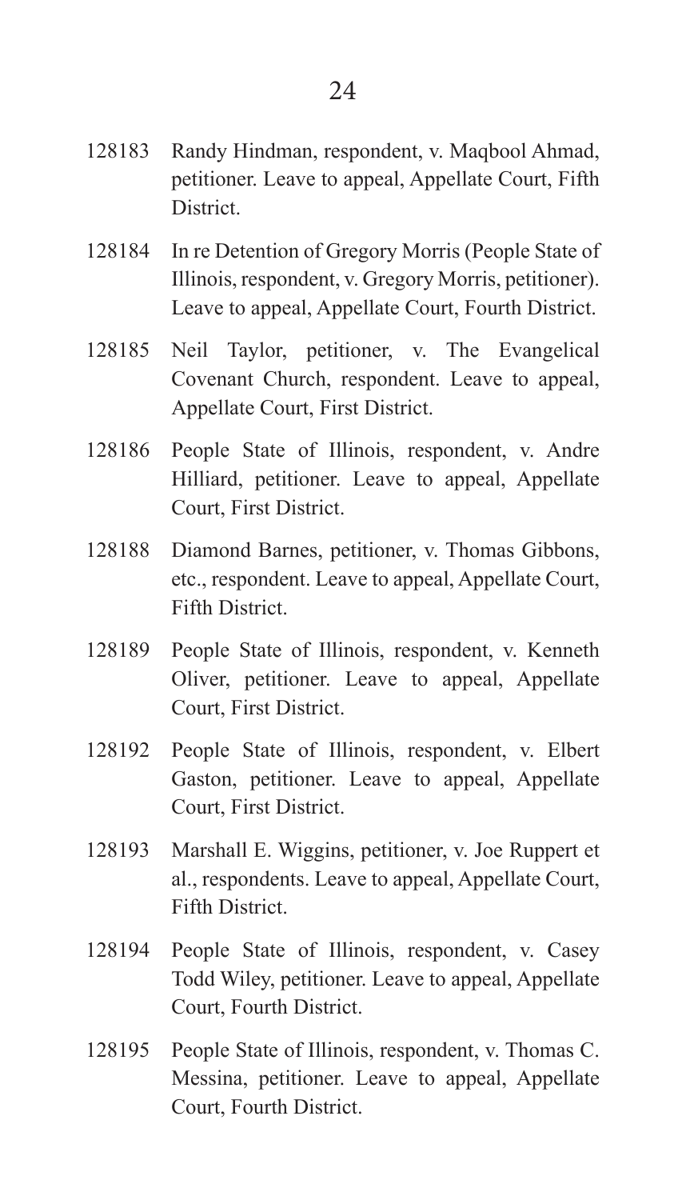128183 Randy Hindman, respondent, v. Maqbool Ahmad, petitioner. Leave to appeal, Appellate Court, Fifth District.

128184 In re Detention of Gregory Morris (People State of Illinois, respondent, v. Gregory Morris, petitioner). Leave to appeal, Appellate Court, Fourth District.

128185 Neil Taylor, petitioner, v. The Evangelical Covenant Church, respondent. Leave to appeal, Appellate Court, First District.

128186 People State of Illinois, respondent, v. Andre Hilliard, petitioner. Leave to appeal, Appellate Court, First District.

128188 Diamond Barnes, petitioner, v. Thomas Gibbons, etc., respondent. Leave to appeal, Appellate Court, Fifth District.

128189 People State of Illinois, respondent, v. Kenneth Oliver, petitioner. Leave to appeal, Appellate Court, First District.

128192 People State of Illinois, respondent, v. Elbert Gaston, petitioner. Leave to appeal, Appellate Court, First District.

128193 Marshall E. Wiggins, petitioner, v. Joe Ruppert et al., respondents. Leave to appeal, Appellate Court, Fifth District.

128194 People State of Illinois, respondent, v. Casey Todd Wiley, petitioner. Leave to appeal, Appellate Court, Fourth District.

128195 People State of Illinois, respondent, v. Thomas C. Messina, petitioner. Leave to appeal, Appellate Court, Fourth District.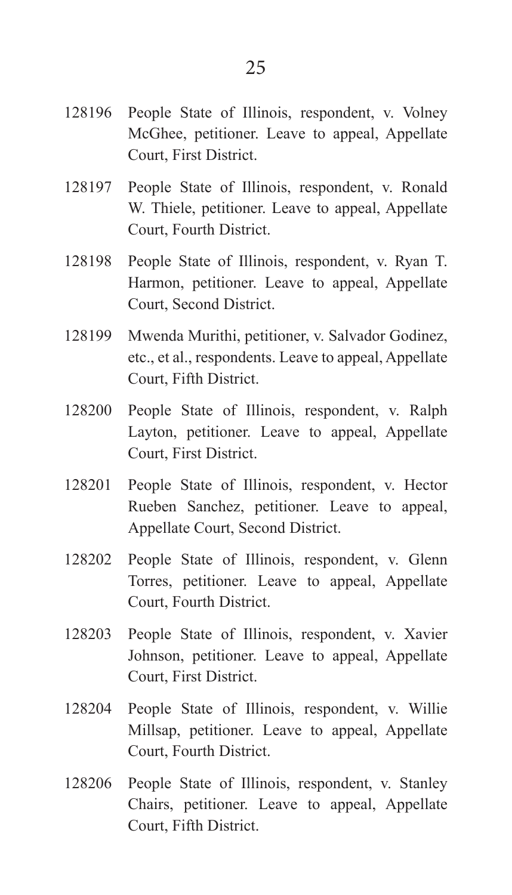128196 People State of Illinois, respondent, v. Volney McGhee, petitioner. Leave to appeal, Appellate Court, First District.

128197 People State of Illinois, respondent, v. Ronald W. Thiele, petitioner. Leave to appeal, Appellate Court, Fourth District.

128198 People State of Illinois, respondent, v. Ryan T. Harmon, petitioner. Leave to appeal, Appellate Court, Second District.

128199 Mwenda Murithi, petitioner, v. Salvador Godinez, etc., et al., respondents. Leave to appeal, Appellate Court, Fifth District.

128200 People State of Illinois, respondent, v. Ralph Layton, petitioner. Leave to appeal, Appellate Court, First District.

128201 People State of Illinois, respondent, v. Hector Rueben Sanchez, petitioner. Leave to appeal, Appellate Court, Second District.

128202 People State of Illinois, respondent, v. Glenn Torres, petitioner. Leave to appeal, Appellate Court, Fourth District.

128203 People State of Illinois, respondent, v. Xavier Johnson, petitioner. Leave to appeal, Appellate Court, First District.

128204 People State of Illinois, respondent, v. Willie Millsap, petitioner. Leave to appeal, Appellate Court, Fourth District.

128206 People State of Illinois, respondent, v. Stanley Chairs, petitioner. Leave to appeal, Appellate Court, Fifth District.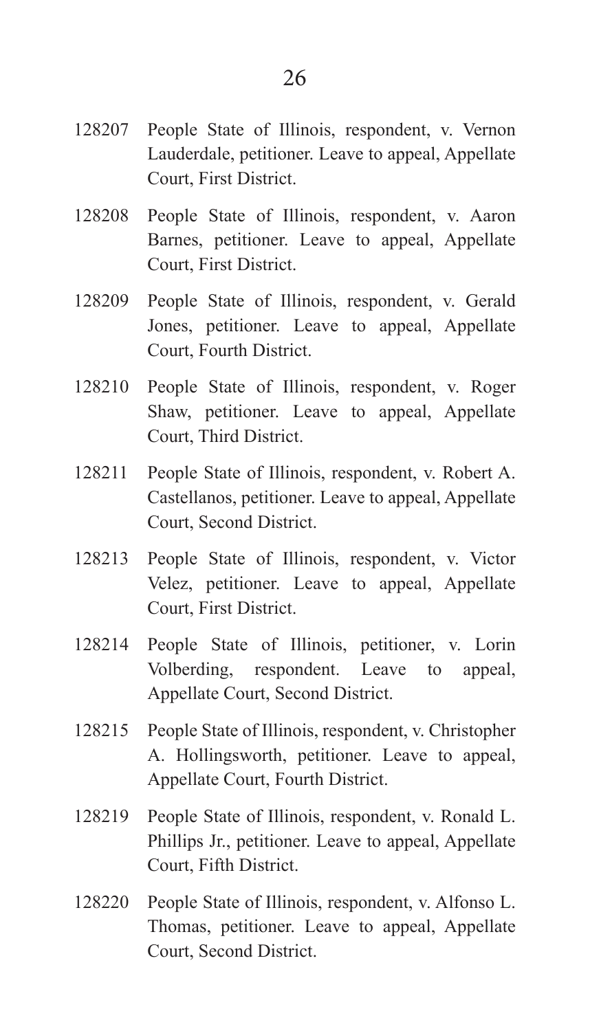128207 People State of Illinois, respondent, v. Vernon Lauderdale, petitioner. Leave to appeal, Appellate Court, First District.

128208 People State of Illinois, respondent, v. Aaron Barnes, petitioner. Leave to appeal, Appellate Court, First District.

128209 People State of Illinois, respondent, v. Gerald Jones, petitioner. Leave to appeal, Appellate Court, Fourth District.

128210 People State of Illinois, respondent, v. Roger Shaw, petitioner. Leave to appeal, Appellate Court, Third District.

128211 People State of Illinois, respondent, v. Robert A. Castellanos, petitioner. Leave to appeal, Appellate Court, Second District.

128213 People State of Illinois, respondent, v. Victor Velez, petitioner. Leave to appeal, Appellate Court, First District.

128214 People State of Illinois, petitioner, v. Lorin Volberding, respondent. Leave to appeal, Appellate Court, Second District.

128215 People State of Illinois, respondent, v. Christopher A. Hollingsworth, petitioner. Leave to appeal, Appellate Court, Fourth District.

128219 People State of Illinois, respondent, v. Ronald L. Phillips Jr., petitioner. Leave to appeal, Appellate Court, Fifth District.

128220 People State of Illinois, respondent, v. Alfonso L. Thomas, petitioner. Leave to appeal, Appellate Court, Second District.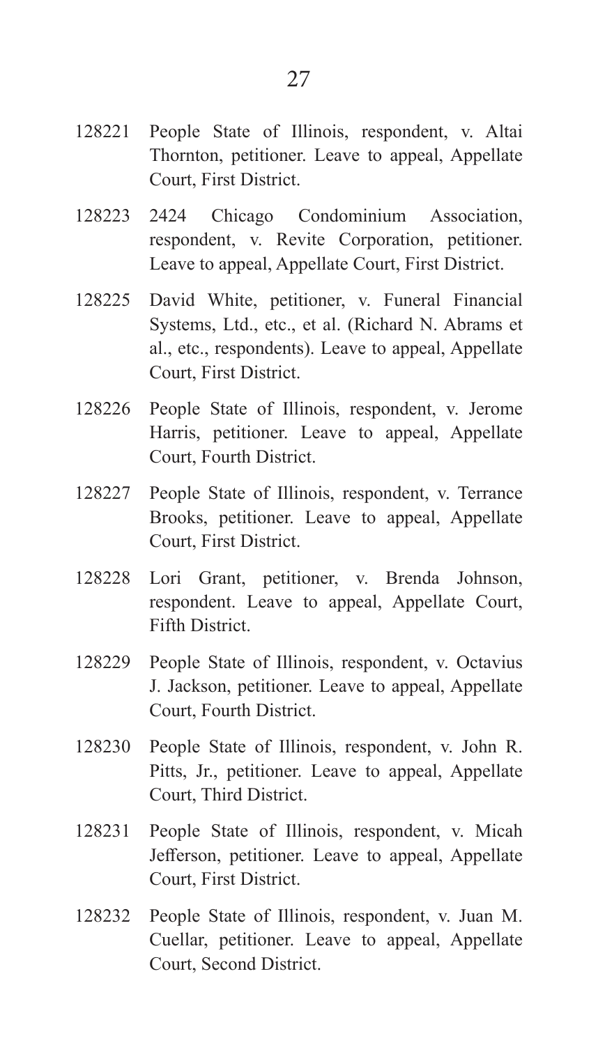128221 People State of Illinois, respondent, v. Altai Thornton, petitioner. Leave to appeal, Appellate Court, First District.

128223 2424 Chicago Condominium Association, respondent, v. Revite Corporation, petitioner. Leave to appeal, Appellate Court, First District.

128225 David White, petitioner, v. Funeral Financial Systems, Ltd., etc., et al. (Richard N. Abrams et al., etc., respondents). Leave to appeal, Appellate Court, First District.

128226 People State of Illinois, respondent, v. Jerome Harris, petitioner. Leave to appeal, Appellate Court, Fourth District.

128227 People State of Illinois, respondent, v. Terrance Brooks, petitioner. Leave to appeal, Appellate Court, First District.

128228 Lori Grant, petitioner, v. Brenda Johnson, respondent. Leave to appeal, Appellate Court, Fifth District.

128229 People State of Illinois, respondent, v. Octavius J. Jackson, petitioner. Leave to appeal, Appellate Court, Fourth District.

128230 People State of Illinois, respondent, v. John R. Pitts, Jr., petitioner. Leave to appeal, Appellate Court, Third District.

128231 People State of Illinois, respondent, v. Micah Jefferson, petitioner. Leave to appeal, Appellate Court, First District.

128232 People State of Illinois, respondent, v. Juan M. Cuellar, petitioner. Leave to appeal, Appellate Court, Second District.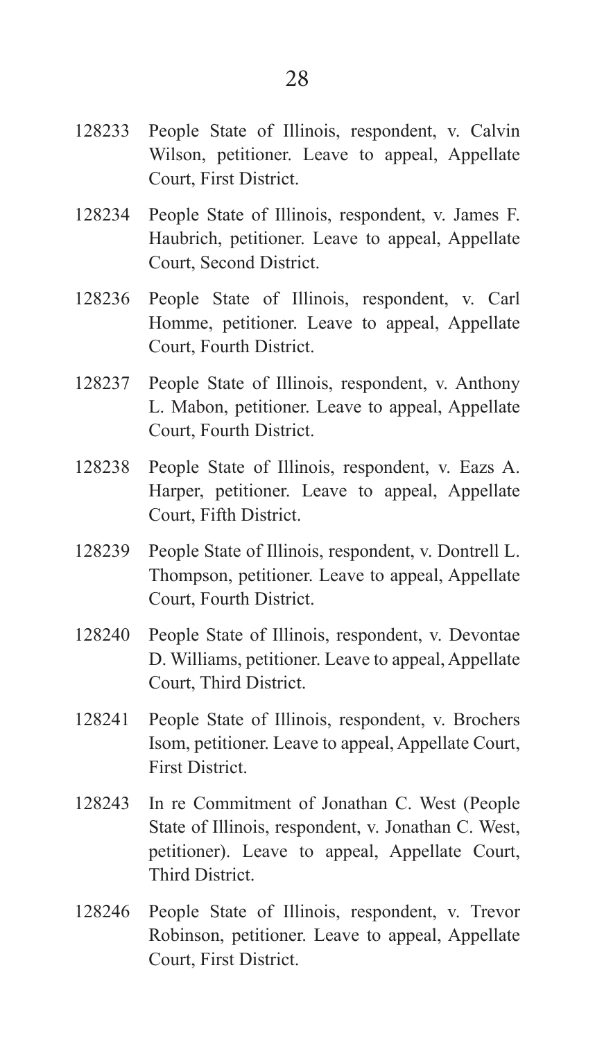128233 People State of Illinois, respondent, v. Calvin Wilson, petitioner. Leave to appeal, Appellate Court, First District.

128234 People State of Illinois, respondent, v. James F. Haubrich, petitioner. Leave to appeal, Appellate Court, Second District.

128236 People State of Illinois, respondent, v. Carl Homme, petitioner. Leave to appeal, Appellate Court, Fourth District.

128237 People State of Illinois, respondent, v. Anthony L. Mabon, petitioner. Leave to appeal, Appellate Court, Fourth District.

128238 People State of Illinois, respondent, v. Eazs A. Harper, petitioner. Leave to appeal, Appellate Court, Fifth District.

128239 People State of Illinois, respondent, v. Dontrell L. Thompson, petitioner. Leave to appeal, Appellate Court, Fourth District.

128240 People State of Illinois, respondent, v. Devontae D. Williams, petitioner. Leave to appeal, Appellate Court, Third District.

128241 People State of Illinois, respondent, v. Brochers Isom, petitioner. Leave to appeal, Appellate Court, First District.

128243 In re Commitment of Jonathan C. West (People State of Illinois, respondent, v. Jonathan C. West, petitioner). Leave to appeal, Appellate Court, Third District.

128246 People State of Illinois, respondent, v. Trevor Robinson, petitioner. Leave to appeal, Appellate Court, First District.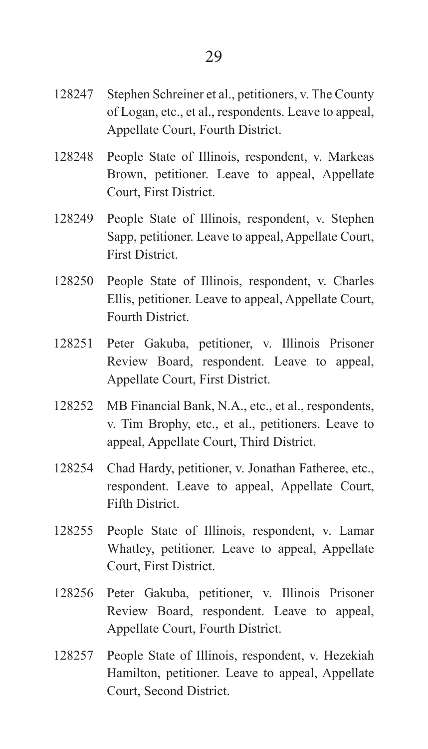128247 Stephen Schreiner et al., petitioners, v. The County of Logan, etc., et al., respondents. Leave to appeal, Appellate Court, Fourth District.

128248 People State of Illinois, respondent, v. Markeas Brown, petitioner. Leave to appeal, Appellate Court, First District.

128249 People State of Illinois, respondent, v. Stephen Sapp, petitioner. Leave to appeal, Appellate Court, First District.

128250 People State of Illinois, respondent, v. Charles Ellis, petitioner. Leave to appeal, Appellate Court, Fourth District.

128251 Peter Gakuba, petitioner, v. Illinois Prisoner Review Board, respondent. Leave to appeal, Appellate Court, First District.

128252 MB Financial Bank, N.A., etc., et al., respondents, v. Tim Brophy, etc., et al., petitioners. Leave to appeal, Appellate Court, Third District.

128254 Chad Hardy, petitioner, v. Jonathan Fatheree, etc., respondent. Leave to appeal, Appellate Court, Fifth District.

128255 People State of Illinois, respondent, v. Lamar Whatley, petitioner. Leave to appeal, Appellate Court, First District.

128256 Peter Gakuba, petitioner, v. Illinois Prisoner Review Board, respondent. Leave to appeal, Appellate Court, Fourth District.

128257 People State of Illinois, respondent, v. Hezekiah Hamilton, petitioner. Leave to appeal, Appellate Court, Second District.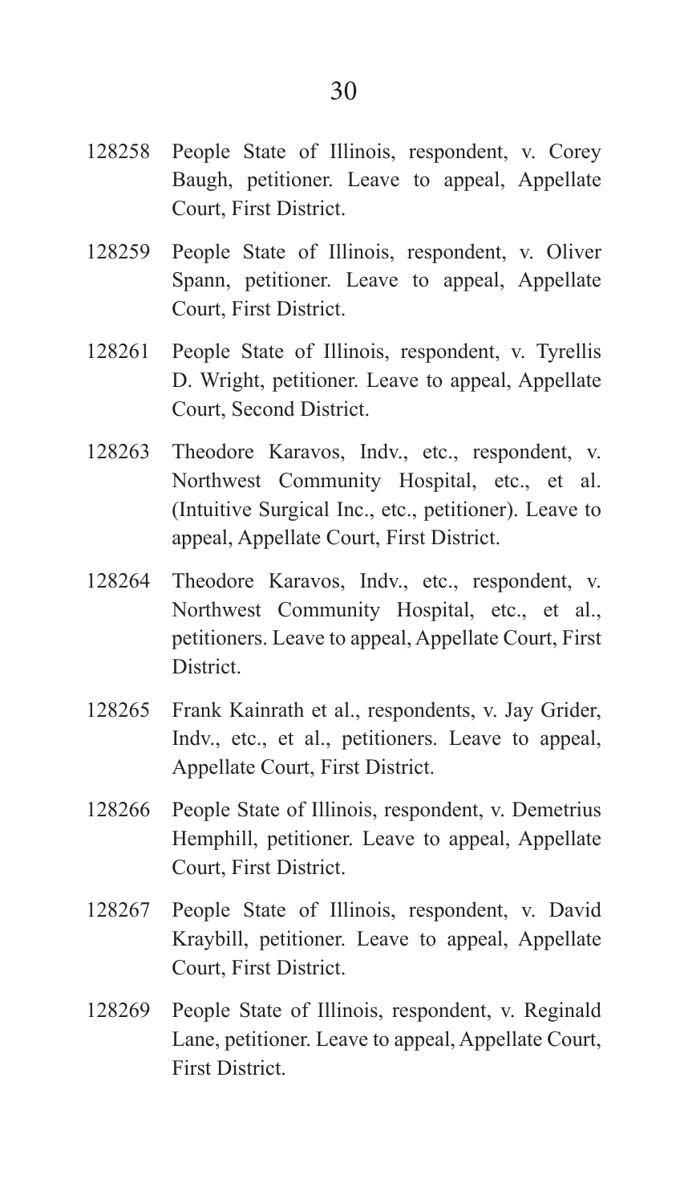128258 People State of Illinois, respondent, v. Corey Baugh, petitioner. Leave to appeal, Appellate Court, First District.

128259 People State of Illinois, respondent, v. Oliver Spann, petitioner. Leave to appeal, Appellate Court, First District.

128261 People State of Illinois, respondent, v. Tyrellis D. Wright, petitioner. Leave to appeal, Appellate Court, Second District.

128263 Theodore Karavos, Indv., etc., respondent, v. Northwest Community Hospital, etc., et al. (Intuitive Surgical Inc., etc., petitioner). Leave to appeal, Appellate Court, First District.

128264 Theodore Karavos, Indv., etc., respondent, v. Northwest Community Hospital, etc., et al., petitioners. Leave to appeal, Appellate Court, First District.

128265 Frank Kainrath et al., respondents, v. Jay Grider, Indv., etc., et al., petitioners. Leave to appeal, Appellate Court, First District.

128266 People State of Illinois, respondent, v. Demetrius Hemphill, petitioner. Leave to appeal, Appellate Court, First District.

128267 People State of Illinois, respondent, v. David Kraybill, petitioner. Leave to appeal, Appellate Court, First District.

128269 People State of Illinois, respondent, v. Reginald Lane, petitioner. Leave to appeal, Appellate Court, First District.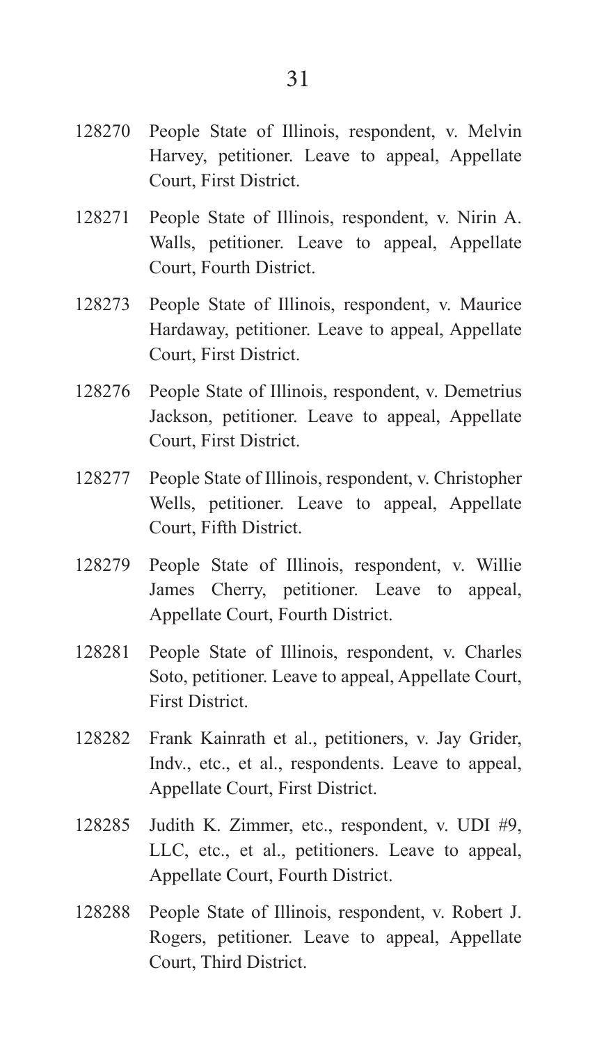128270 People State of Illinois, respondent, v. Melvin Harvey, petitioner. Leave to appeal, Appellate Court, First District.

128271 People State of Illinois, respondent, v. Nirin A. Walls, petitioner. Leave to appeal, Appellate Court, Fourth District.

128273 People State of Illinois, respondent, v. Maurice Hardaway, petitioner. Leave to appeal, Appellate Court, First District.

128276 People State of Illinois, respondent, v. Demetrius Jackson, petitioner. Leave to appeal, Appellate Court, First District.

128277 People State of Illinois, respondent, v. Christopher Wells, petitioner. Leave to appeal, Appellate Court, Fifth District.

128279 People State of Illinois, respondent, v. Willie James Cherry, petitioner. Leave to appeal, Appellate Court, Fourth District.

128281 People State of Illinois, respondent, v. Charles Soto, petitioner. Leave to appeal, Appellate Court, First District.

128282 Frank Kainrath et al., petitioners, v. Jay Grider, Indv., etc., et al., respondents. Leave to appeal, Appellate Court, First District.

128285 Judith K. Zimmer, etc., respondent, v. UDI #9, LLC, etc., et al., petitioners. Leave to appeal, Appellate Court, Fourth District.

128288 People State of Illinois, respondent, v. Robert J. Rogers, petitioner. Leave to appeal, Appellate Court, Third District.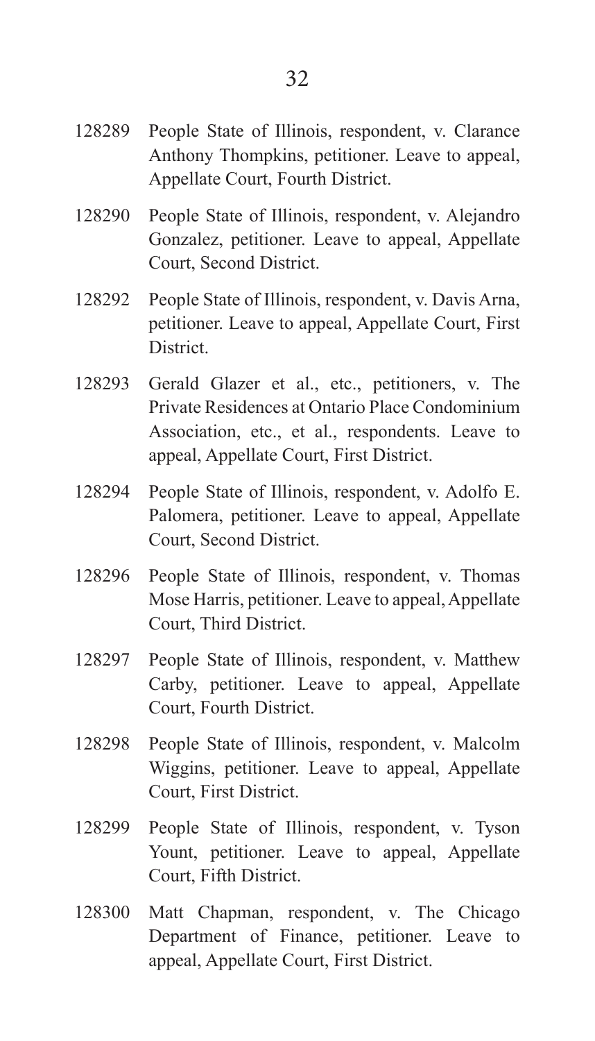128289 People State of Illinois, respondent, v. Clarance Anthony Thompkins, petitioner. Leave to appeal, Appellate Court, Fourth District.

128290 People State of Illinois, respondent, v. Alejandro Gonzalez, petitioner. Leave to appeal, Appellate Court, Second District.

128292 People State of Illinois, respondent, v. Davis Arna, petitioner. Leave to appeal, Appellate Court, First District.

128293 Gerald Glazer et al., etc., petitioners, v. The Private Residences at Ontario Place Condominium Association, etc., et al., respondents. Leave to appeal, Appellate Court, First District.

128294 People State of Illinois, respondent, v. Adolfo E. Palomera, petitioner. Leave to appeal, Appellate Court, Second District.

128296 People State of Illinois, respondent, v. Thomas Mose Harris, petitioner. Leave to appeal, Appellate Court, Third District.

128297 People State of Illinois, respondent, v. Matthew Carby, petitioner. Leave to appeal, Appellate Court, Fourth District.

128298 People State of Illinois, respondent, v. Malcolm Wiggins, petitioner. Leave to appeal, Appellate Court, First District.

128299 People State of Illinois, respondent, v. Tyson Yount, petitioner. Leave to appeal, Appellate Court, Fifth District.

128300 Matt Chapman, respondent, v. The Chicago Department of Finance, petitioner. Leave to appeal, Appellate Court, First District.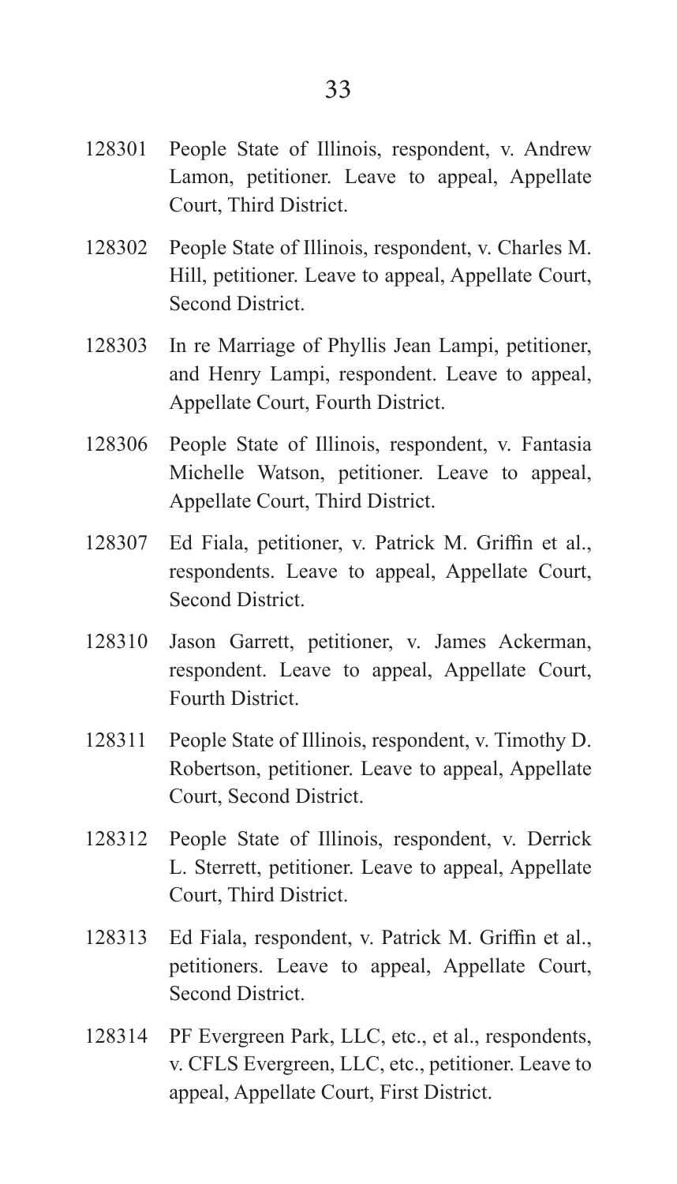128301 People State of Illinois, respondent, v. Andrew Lamon, petitioner. Leave to appeal, Appellate Court, Third District.

128302 People State of Illinois, respondent, v. Charles M. Hill, petitioner. Leave to appeal, Appellate Court, Second District.

128303 In re Marriage of Phyllis Jean Lampi, petitioner, and Henry Lampi, respondent. Leave to appeal, Appellate Court, Fourth District.

128306 People State of Illinois, respondent, v. Fantasia Michelle Watson, petitioner. Leave to appeal, Appellate Court, Third District.

128307 Ed Fiala, petitioner, v. Patrick M. Griffin et al., respondents. Leave to appeal, Appellate Court, Second District.

128310 Jason Garrett, petitioner, v. James Ackerman, respondent. Leave to appeal, Appellate Court, Fourth District.

128311 People State of Illinois, respondent, v. Timothy D. Robertson, petitioner. Leave to appeal, Appellate Court, Second District.

128312 People State of Illinois, respondent, v. Derrick L. Sterrett, petitioner. Leave to appeal, Appellate Court, Third District.

128313 Ed Fiala, respondent, v. Patrick M. Griffin et al., petitioners. Leave to appeal, Appellate Court, Second District.

128314 PF Evergreen Park, LLC, etc., et al., respondents, v. CFLS Evergreen, LLC, etc., petitioner. Leave to appeal, Appellate Court, First District.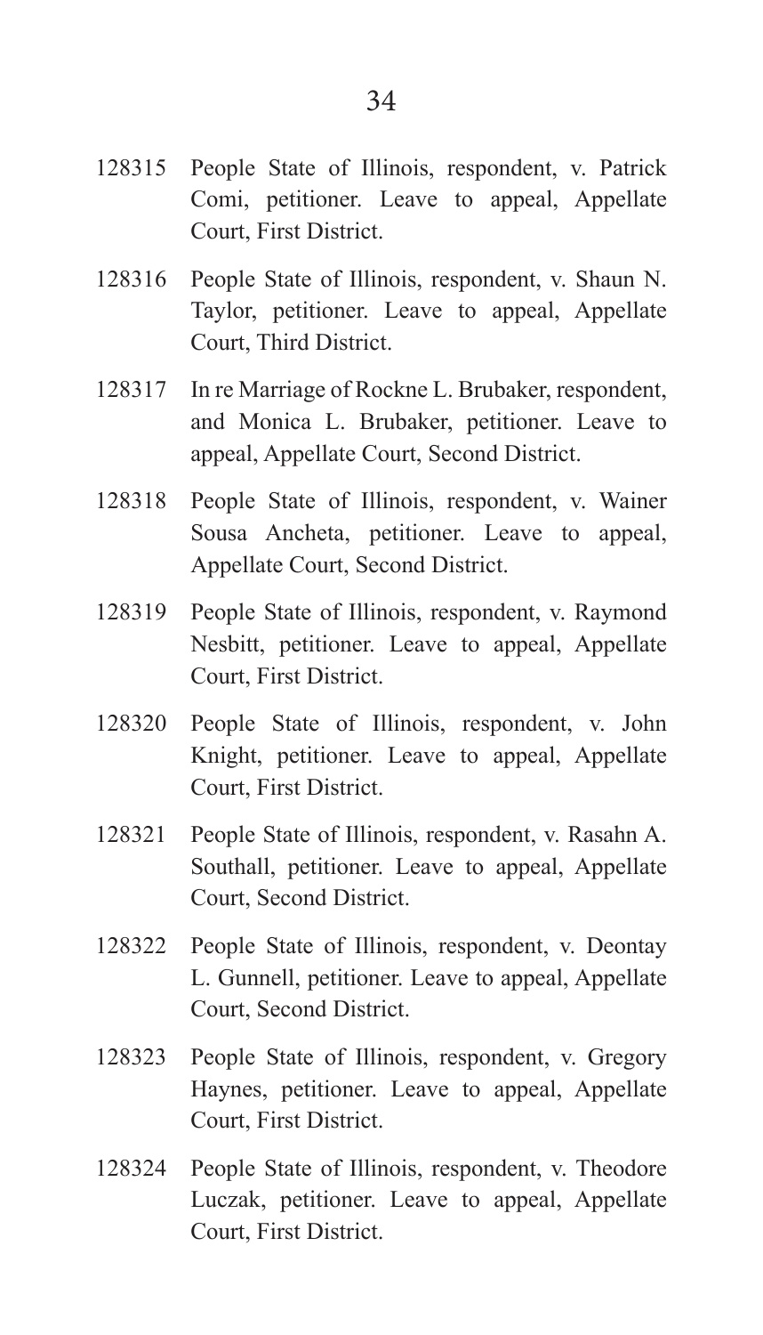128315 People State of Illinois, respondent, v. Patrick Comi, petitioner. Leave to appeal, Appellate Court, First District.

128316 People State of Illinois, respondent, v. Shaun N. Taylor, petitioner. Leave to appeal, Appellate Court, Third District.

128317 In re Marriage of Rockne L. Brubaker, respondent, and Monica L. Brubaker, petitioner. Leave to appeal, Appellate Court, Second District.

128318 People State of Illinois, respondent, v. Wainer Sousa Ancheta, petitioner. Leave to appeal, Appellate Court, Second District.

128319 People State of Illinois, respondent, v. Raymond Nesbitt, petitioner. Leave to appeal, Appellate Court, First District.

128320 People State of Illinois, respondent, v. John Knight, petitioner. Leave to appeal, Appellate Court, First District.

128321 People State of Illinois, respondent, v. Rasahn A. Southall, petitioner. Leave to appeal, Appellate Court, Second District.

128322 People State of Illinois, respondent, v. Deontay L. Gunnell, petitioner. Leave to appeal, Appellate Court, Second District.

128323 People State of Illinois, respondent, v. Gregory Haynes, petitioner. Leave to appeal, Appellate Court, First District.

128324 People State of Illinois, respondent, v. Theodore Luczak, petitioner. Leave to appeal, Appellate Court, First District.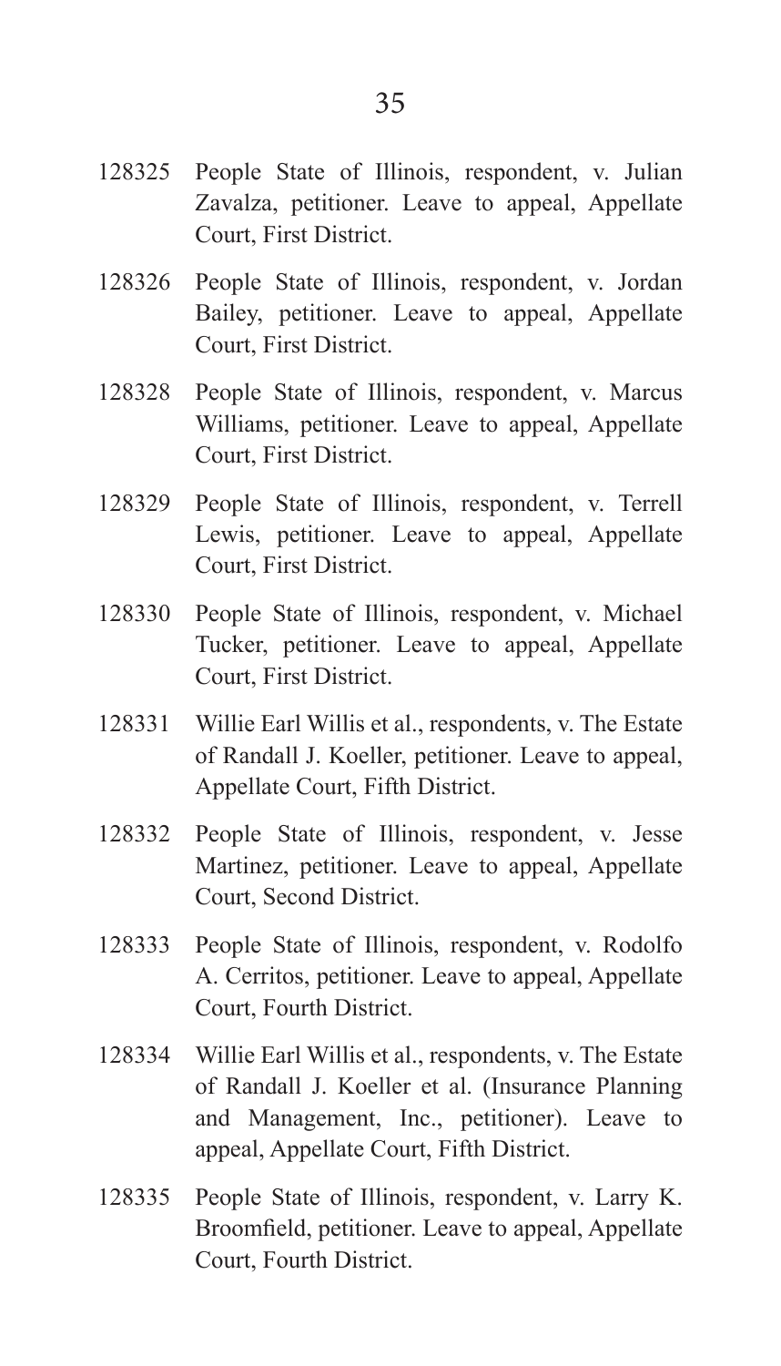128325 People State of Illinois, respondent, v. Julian Zavalza, petitioner. Leave to appeal, Appellate Court, First District.

128326 People State of Illinois, respondent, v. Jordan Bailey, petitioner. Leave to appeal, Appellate Court, First District.

128328 People State of Illinois, respondent, v. Marcus Williams, petitioner. Leave to appeal, Appellate Court, First District.

128329 People State of Illinois, respondent, v. Terrell Lewis, petitioner. Leave to appeal, Appellate Court, First District.

128330 People State of Illinois, respondent, v. Michael Tucker, petitioner. Leave to appeal, Appellate Court, First District.

128331 Willie Earl Willis et al., respondents, v. The Estate of Randall J. Koeller, petitioner. Leave to appeal, Appellate Court, Fifth District.

128332 People State of Illinois, respondent, v. Jesse Martinez, petitioner. Leave to appeal, Appellate Court, Second District.

128333 People State of Illinois, respondent, v. Rodolfo A. Cerritos, petitioner. Leave to appeal, Appellate Court, Fourth District.

128334 Willie Earl Willis et al., respondents, v. The Estate of Randall J. Koeller et al. (Insurance Planning and Management, Inc., petitioner). Leave to appeal, Appellate Court, Fifth District.

128335 People State of Illinois, respondent, v. Larry K. Broomfield, petitioner. Leave to appeal, Appellate Court, Fourth District.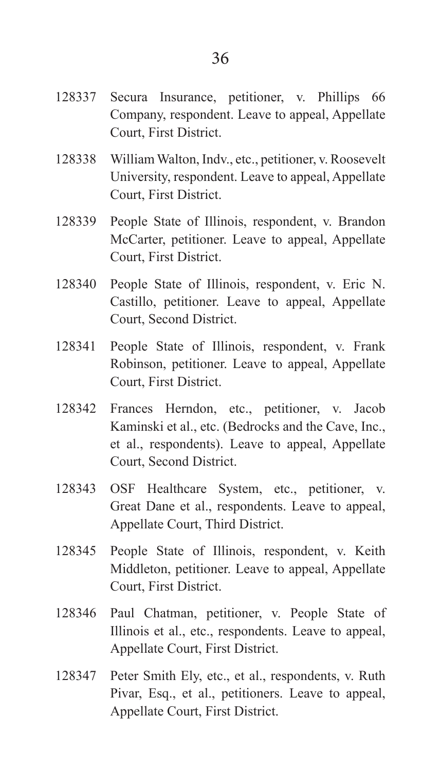128337 Secura Insurance, petitioner, v. Phillips 66 Company, respondent. Leave to appeal, Appellate Court, First District.

128338 William Walton, Indv., etc., petitioner, v. Roosevelt University, respondent. Leave to appeal, Appellate Court, First District.

128339 People State of Illinois, respondent, v. Brandon McCarter, petitioner. Leave to appeal, Appellate Court, First District.

128340 People State of Illinois, respondent, v. Eric N. Castillo, petitioner. Leave to appeal, Appellate Court, Second District.

128341 People State of Illinois, respondent, v. Frank Robinson, petitioner. Leave to appeal, Appellate Court, First District.

128342 Frances Herndon, etc., petitioner, v. Jacob Kaminski et al., etc. (Bedrocks and the Cave, Inc., et al., respondents). Leave to appeal, Appellate Court, Second District.

128343 OSF Healthcare System, etc., petitioner, v. Great Dane et al., respondents. Leave to appeal, Appellate Court, Third District.

128345 People State of Illinois, respondent, v. Keith Middleton, petitioner. Leave to appeal, Appellate Court, First District.

128346 Paul Chatman, petitioner, v. People State of Illinois et al., etc., respondents. Leave to appeal, Appellate Court, First District.

128347 Peter Smith Ely, etc., et al., respondents, v. Ruth Pivar, Esq., et al., petitioners. Leave to appeal, Appellate Court, First District.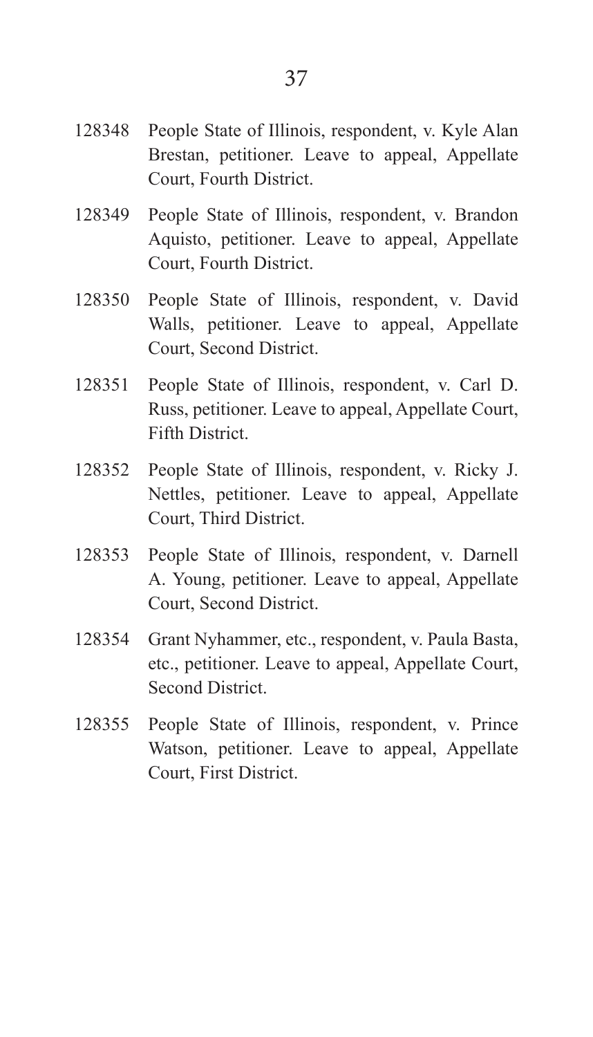128348 People State of Illinois, respondent, v. Kyle Alan Brestan, petitioner. Leave to appeal, Appellate Court, Fourth District.

128349 People State of Illinois, respondent, v. Brandon Aquisto, petitioner. Leave to appeal, Appellate Court, Fourth District.

128350 People State of Illinois, respondent, v. David Walls, petitioner. Leave to appeal, Appellate Court, Second District.

128351 People State of Illinois, respondent, v. Carl D. Russ, petitioner. Leave to appeal, Appellate Court, Fifth District.

128352 People State of Illinois, respondent, v. Ricky J. Nettles, petitioner. Leave to appeal, Appellate Court, Third District.

128353 People State of Illinois, respondent, v. Darnell A. Young, petitioner. Leave to appeal, Appellate Court, Second District.

128354 Grant Nyhammer, etc., respondent, v. Paula Basta, etc., petitioner. Leave to appeal, Appellate Court, Second District.

128355 People State of Illinois, respondent, v. Prince Watson, petitioner. Leave to appeal, Appellate Court, First District.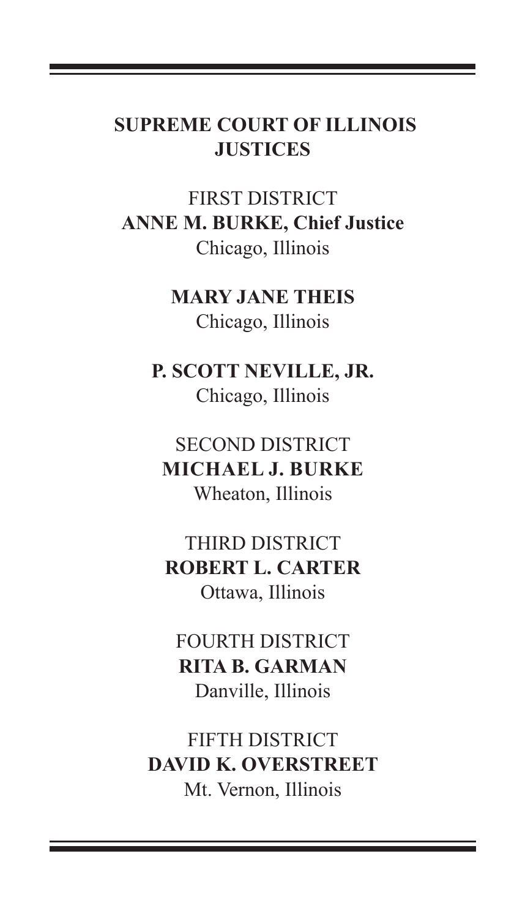# SUPREME COURT OF ILLINOIS JUSTICES

FIRST DISTRICT

**ANNE M. BURKE, Chief Justice**

Chicago, Illinois

**MARY JANE THEIS**

Chicago, Illinois

**P. SCOTT NEVILLE, JR.**

Chicago, Illinois

SECOND DISTRICT

**MICHAEL J. BURKE**

Wheaton, Illinois

THIRD DISTRICT

**ROBERT L. CARTER**

Ottawa, Illinois

FOURTH DISTRICT

**RITA B. GARMAN**

Danville, Illinois

FIFTH DISTRICT

**DAVID K. OVERSTREET**

Mt. Vernon, Illinois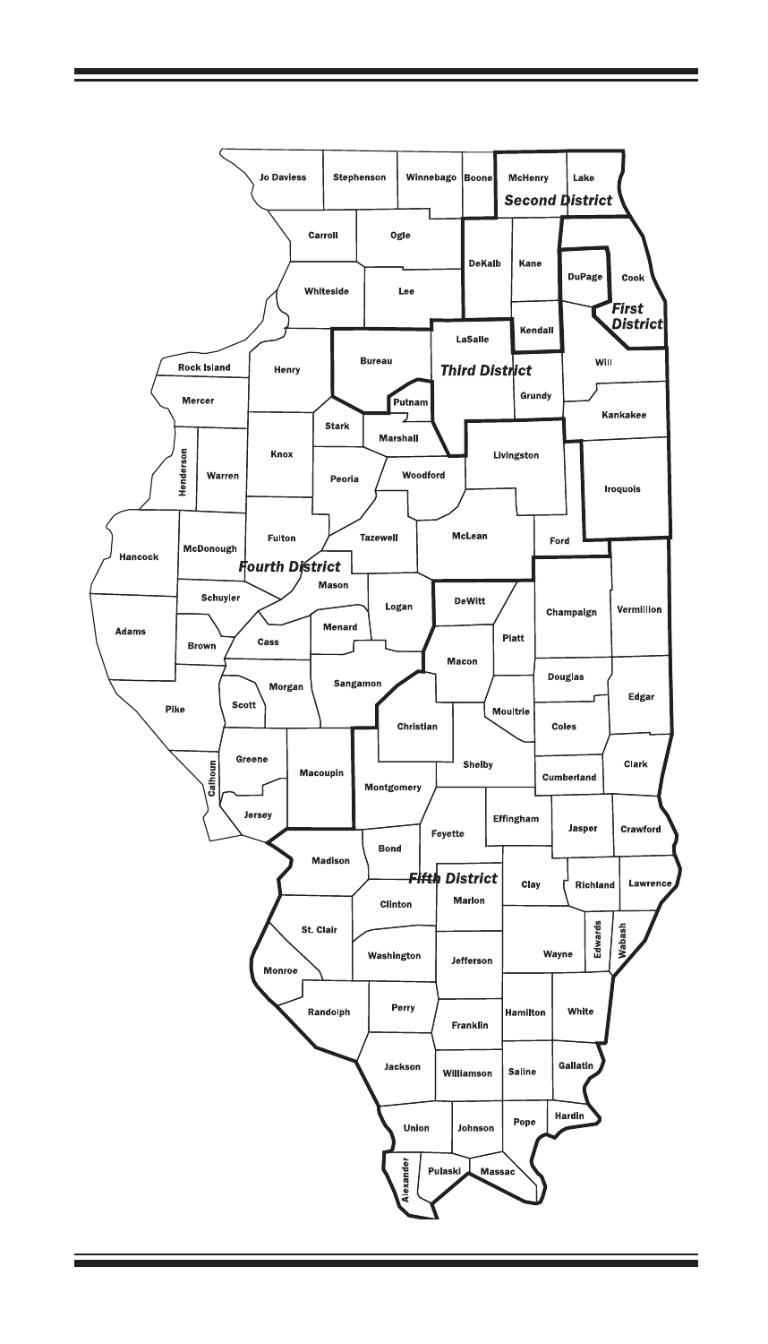Jo Daviess
Stephenson
Winnebago
Boone
McHenry
Lake

**Second District**

Carroll
Ogle
DeKalb
Kane
DuPage
Cook
Whiteside
Lee

**First District**

Kendall
LaSalle
Rock Island
Henry
Bureau
Will

**Third District**

Mercer
Putnam
Grundy
Stark
Marshall
Kankakee
Knox
Henderson
Warren
Livingston
Peoria
Woodford
Iroquois
Hancock
McDonough
Fulton
Tazewell
McLean
Ford

**Fourth District**

Mason
Schuyler
Logan
DeWitt
Champaign
Vermillion
Adams
Menard
Brown
Cass
Piatt
Macon
Morgan
Sangamon
Douglas
Edgar
Scott
Pike
Moultrie
Christian
Coles
Greene
Calhoun
Macoupin
Shelby
Clark
Montgomery
Cumberland
Jersey
Effingham
Jasper
Crawford
Fayette
Madison
Bond

**Fifth District**

Clay
Richland
Lawrence
Marion
Clinton
St. Clair
Edwards
Wabash
Wayne
Washington
Jefferson
Monroe
Randolph
Perry
Hamilton
White
Franklin
Jackson
Williamson
Saline
Gallatin
Hardin
Union
Johnson
Pope
Alexander
Pulaski
Massac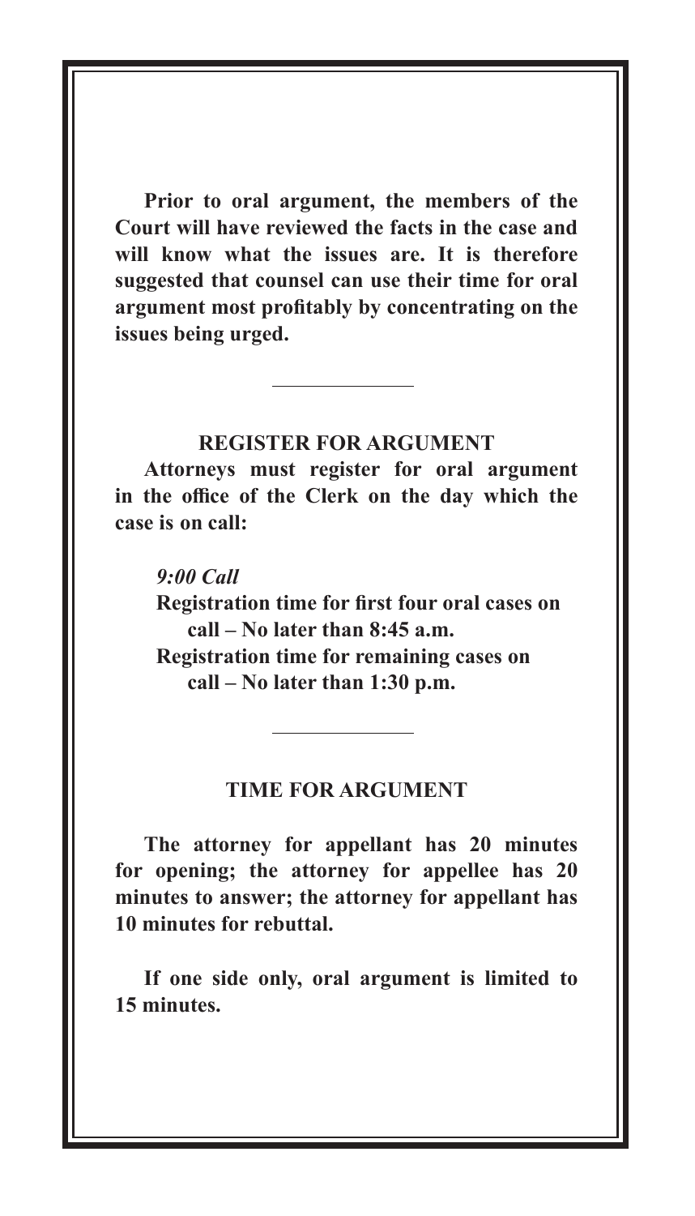**Prior to oral argument, the members of the Court will have reviewed the facts in the case and will know what the issues are. It is therefore suggested that counsel can use their time for oral argument most profitably by concentrating on the issues being urged.**

---

## REGISTER FOR ARGUMENT

**Attorneys must register for oral argument in the office of the Clerk on the day which the case is on call:**

***9:00 Call***

**Registration time for first four oral cases on call – No later than 8:45 a.m.**

**Registration time for remaining cases on call – No later than 1:30 p.m.**

---

## TIME FOR ARGUMENT

**The attorney for appellant has 20 minutes for opening; the attorney for appellee has 20 minutes to answer; the attorney for appellant has 10 minutes for rebuttal.**

**If one side only, oral argument is limited to 15 minutes.**